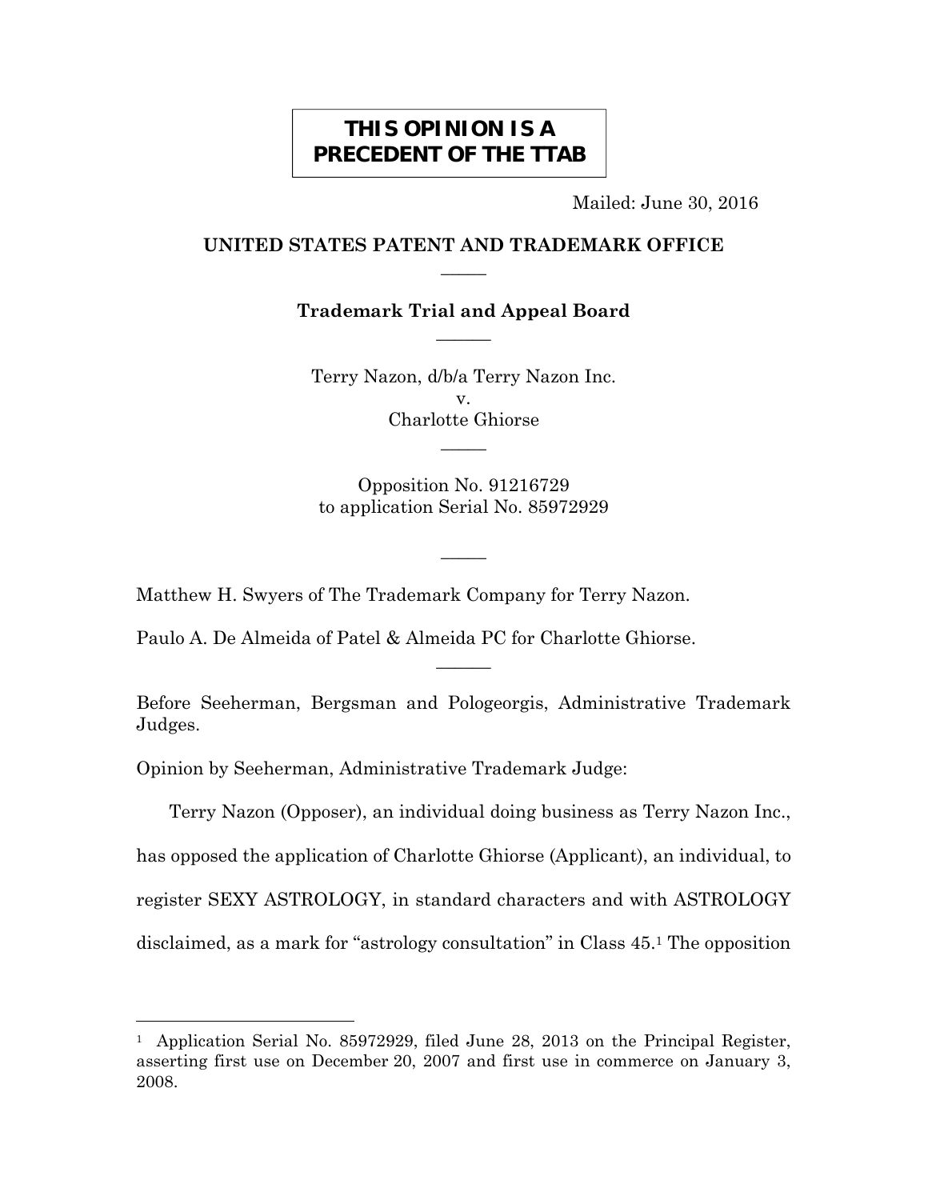**THIS OPINION IS A PRECEDENT OF THE TTAB**

Mailed: June 30, 2016

**UNITED STATES PATENT AND TRADEMARK OFFICE**

—

**Trademark Trial and Appeal Board**

—

Terry Nazon, d/b/a Terry Nazon Inc.
v.
Charlotte Ghiorse

—

Opposition No. 91216729
to application Serial No. 85972929

—

Matthew H. Swyers of The Trademark Company for Terry Nazon.

Paulo A. De Almeida of Patel & Almeida PC for Charlotte Ghiorse.

—

Before Seeherman, Bergsman and Pologeorgis, Administrative Trademark Judges.

Opinion by Seeherman, Administrative Trademark Judge:

Terry Nazon (Opposer), an individual doing business as Terry Nazon Inc., has opposed the application of Charlotte Ghiorse (Applicant), an individual, to register SEXY ASTROLOGY, in standard characters and with ASTROLOGY disclaimed, as a mark for "astrology consultation" in Class 45.[1] The opposition

---

[1] Application Serial No. 85972929, filed June 28, 2013 on the Principal Register, asserting first use on December 20, 2007 and first use in commerce on January 3, 2008.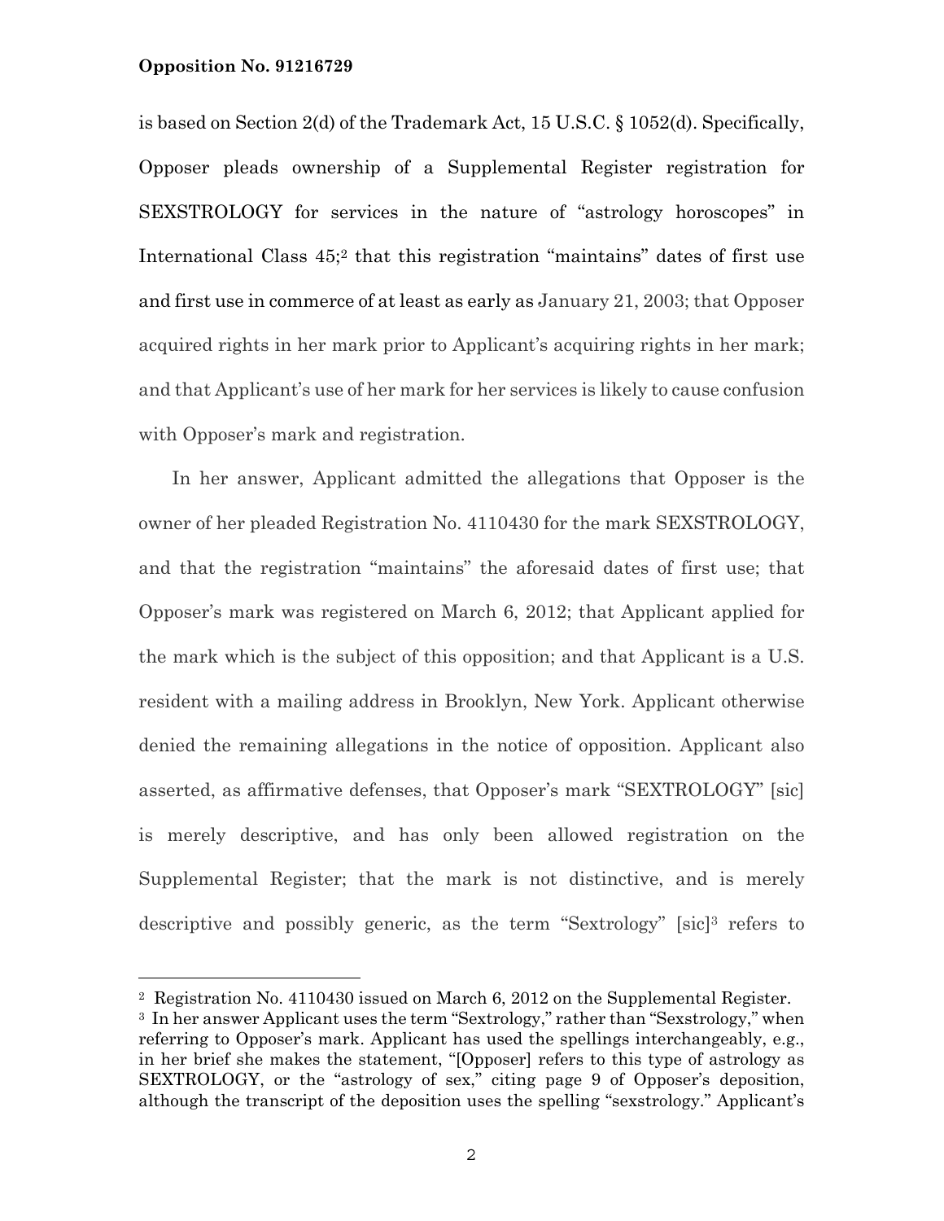is based on Section 2(d) of the Trademark Act, 15 U.S.C. § 1052(d). Specifically, Opposer pleads ownership of a Supplemental Register registration for SEXSTROLOGY for services in the nature of "astrology horoscopes" in International Class 45;[2] that this registration "maintains" dates of first use and first use in commerce of at least as early as January 21, 2003; that Opposer acquired rights in her mark prior to Applicant's acquiring rights in her mark; and that Applicant's use of her mark for her services is likely to cause confusion with Opposer's mark and registration.

In her answer, Applicant admitted the allegations that Opposer is the owner of her pleaded Registration No. 4110430 for the mark SEXSTROLOGY, and that the registration "maintains" the aforesaid dates of first use; that Opposer's mark was registered on March 6, 2012; that Applicant applied for the mark which is the subject of this opposition; and that Applicant is a U.S. resident with a mailing address in Brooklyn, New York. Applicant otherwise denied the remaining allegations in the notice of opposition. Applicant also asserted, as affirmative defenses, that Opposer's mark "SEXTROLOGY" [sic] is merely descriptive, and has only been allowed registration on the Supplemental Register; that the mark is not distinctive, and is merely descriptive and possibly generic, as the term "Sextrology" [sic][3] refers to

---

[2] Registration No. 4110430 issued on March 6, 2012 on the Supplemental Register.

[3] In her answer Applicant uses the term "Sextrology," rather than "Sexstrology," when referring to Opposer's mark. Applicant has used the spellings interchangeably, e.g., in her brief she makes the statement, "[Opposer] refers to this type of astrology as SEXTROLOGY, or the "astrology of sex," citing page 9 of Opposer's deposition, although the transcript of the deposition uses the spelling "sexstrology." Applicant's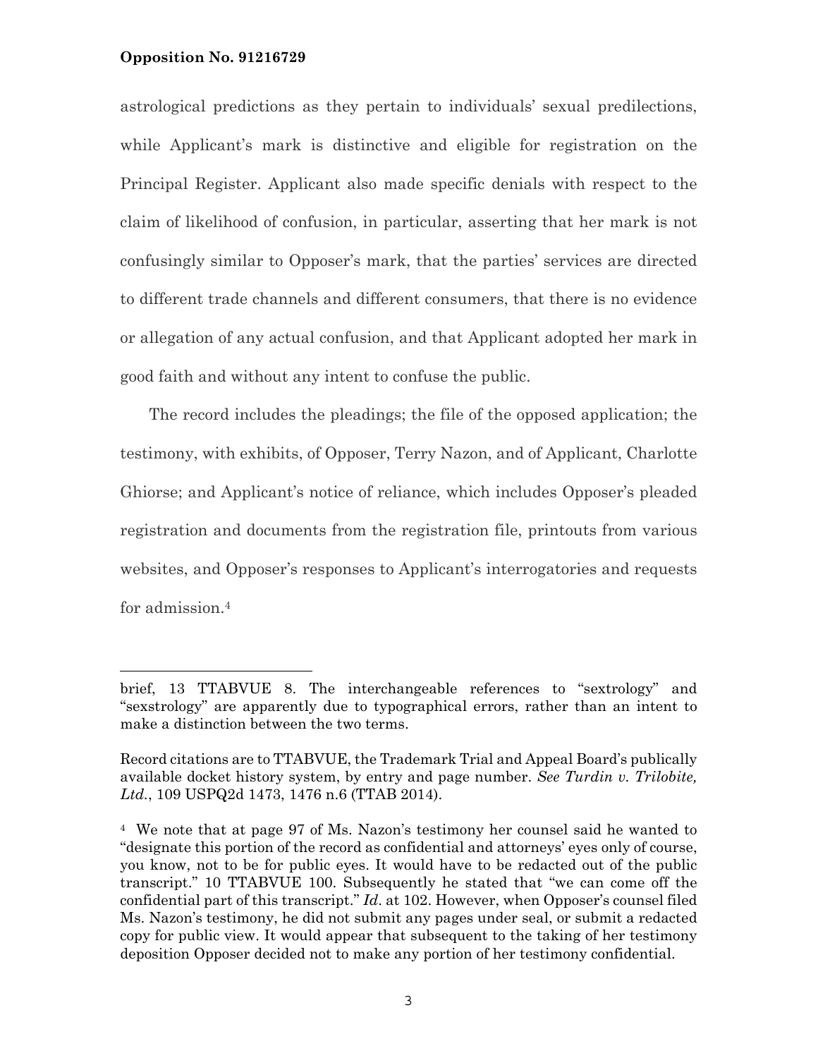astrological predictions as they pertain to individuals' sexual predilections, while Applicant's mark is distinctive and eligible for registration on the Principal Register. Applicant also made specific denials with respect to the claim of likelihood of confusion, in particular, asserting that her mark is not confusingly similar to Opposer's mark, that the parties' services are directed to different trade channels and different consumers, that there is no evidence or allegation of any actual confusion, and that Applicant adopted her mark in good faith and without any intent to confuse the public.

The record includes the pleadings; the file of the opposed application; the testimony, with exhibits, of Opposer, Terry Nazon, and of Applicant, Charlotte Ghiorse; and Applicant's notice of reliance, which includes Opposer's pleaded registration and documents from the registration file, printouts from various websites, and Opposer's responses to Applicant's interrogatories and requests for admission.[4]

---

brief, 13 TTABVUE 8. The interchangeable references to "sextrology" and "sexstrology" are apparently due to typographical errors, rather than an intent to make a distinction between the two terms.

Record citations are to TTABVUE, the Trademark Trial and Appeal Board's publically available docket history system, by entry and page number. *See Turdin v. Trilobite, Ltd.*, 109 USPQ2d 1473, 1476 n.6 (TTAB 2014).

[4] We note that at page 97 of Ms. Nazon's testimony her counsel said he wanted to "designate this portion of the record as confidential and attorneys' eyes only of course, you know, not to be for public eyes. It would have to be redacted out of the public transcript." 10 TTABVUE 100. Subsequently he stated that "we can come off the confidential part of this transcript." *Id*. at 102. However, when Opposer's counsel filed Ms. Nazon's testimony, he did not submit any pages under seal, or submit a redacted copy for public view. It would appear that subsequent to the taking of her testimony deposition Opposer decided not to make any portion of her testimony confidential.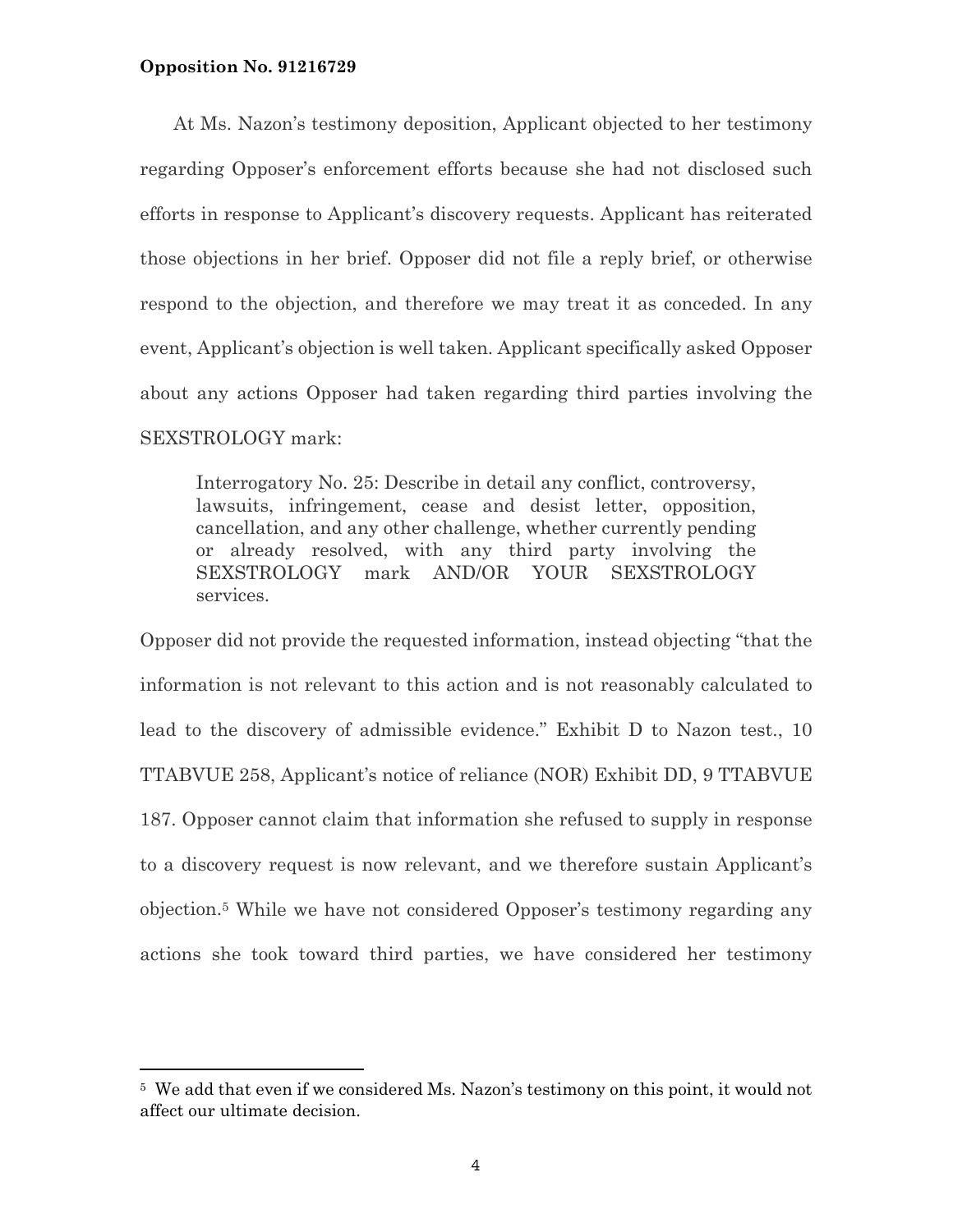At Ms. Nazon's testimony deposition, Applicant objected to her testimony regarding Opposer's enforcement efforts because she had not disclosed such efforts in response to Applicant's discovery requests. Applicant has reiterated those objections in her brief. Opposer did not file a reply brief, or otherwise respond to the objection, and therefore we may treat it as conceded. In any event, Applicant's objection is well taken. Applicant specifically asked Opposer about any actions Opposer had taken regarding third parties involving the SEXSTROLOGY mark:

> Interrogatory No. 25: Describe in detail any conflict, controversy, lawsuits, infringement, cease and desist letter, opposition, cancellation, and any other challenge, whether currently pending or already resolved, with any third party involving the SEXSTROLOGY mark AND/OR YOUR SEXSTROLOGY services.

Opposer did not provide the requested information, instead objecting "that the information is not relevant to this action and is not reasonably calculated to lead to the discovery of admissible evidence." Exhibit D to Nazon test., 10 TTABVUE 258, Applicant's notice of reliance (NOR) Exhibit DD, 9 TTABVUE 187. Opposer cannot claim that information she refused to supply in response to a discovery request is now relevant, and we therefore sustain Applicant's objection.[5] While we have not considered Opposer's testimony regarding any actions she took toward third parties, we have considered her testimony

---

[5] We add that even if we considered Ms. Nazon's testimony on this point, it would not affect our ultimate decision.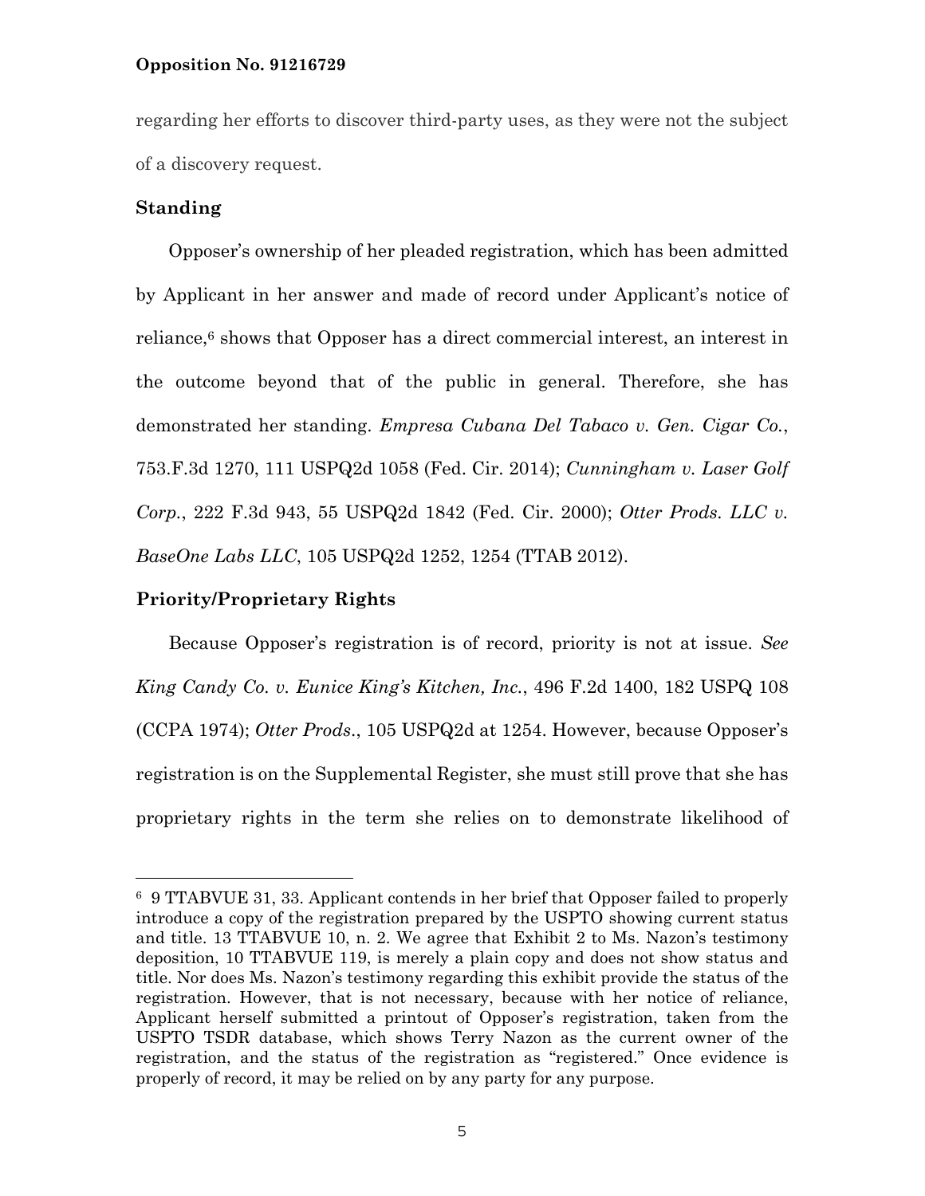regarding her efforts to discover third-party uses, as they were not the subject of a discovery request.

## Standing

Opposer's ownership of her pleaded registration, which has been admitted by Applicant in her answer and made of record under Applicant's notice of reliance,[6] shows that Opposer has a direct commercial interest, an interest in the outcome beyond that of the public in general. Therefore, she has demonstrated her standing. *Empresa Cubana Del Tabaco v. Gen. Cigar Co.*, 753.F.3d 1270, 111 USPQ2d 1058 (Fed. Cir. 2014); *Cunningham v. Laser Golf Corp.*, 222 F.3d 943, 55 USPQ2d 1842 (Fed. Cir. 2000); *Otter Prods. LLC v. BaseOne Labs LLC*, 105 USPQ2d 1252, 1254 (TTAB 2012).

## Priority/Proprietary Rights

Because Opposer's registration is of record, priority is not at issue. *See King Candy Co. v. Eunice King's Kitchen, Inc.*, 496 F.2d 1400, 182 USPQ 108 (CCPA 1974); *Otter Prods*., 105 USPQ2d at 1254. However, because Opposer's registration is on the Supplemental Register, she must still prove that she has proprietary rights in the term she relies on to demonstrate likelihood of

---

[6] 9 TTABVUE 31, 33. Applicant contends in her brief that Opposer failed to properly introduce a copy of the registration prepared by the USPTO showing current status and title. 13 TTABVUE 10, n. 2. We agree that Exhibit 2 to Ms. Nazon's testimony deposition, 10 TTABVUE 119, is merely a plain copy and does not show status and title. Nor does Ms. Nazon's testimony regarding this exhibit provide the status of the registration. However, that is not necessary, because with her notice of reliance, Applicant herself submitted a printout of Opposer's registration, taken from the USPTO TSDR database, which shows Terry Nazon as the current owner of the registration, and the status of the registration as "registered." Once evidence is properly of record, it may be relied on by any party for any purpose.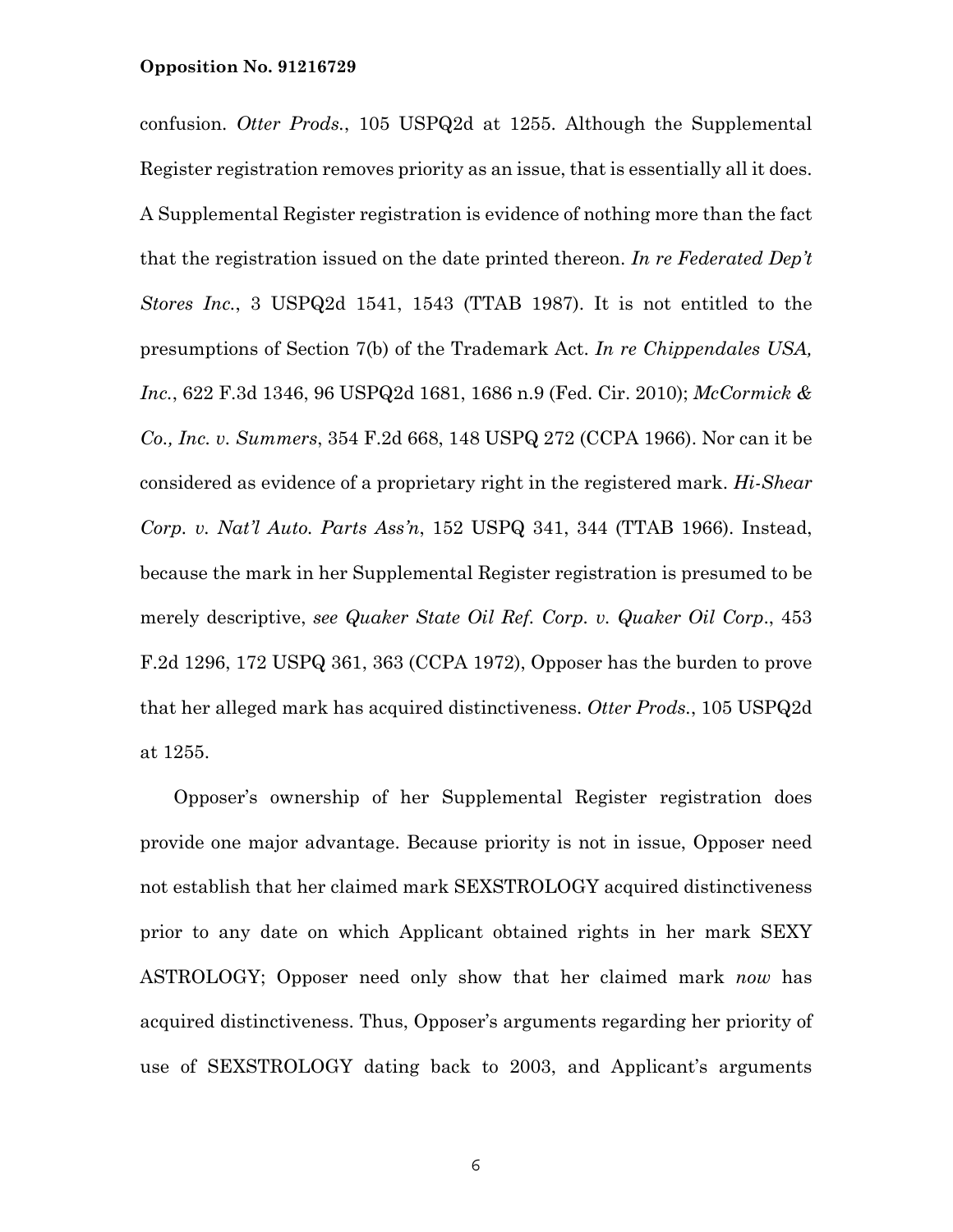confusion. *Otter Prods.*, 105 USPQ2d at 1255. Although the Supplemental Register registration removes priority as an issue, that is essentially all it does. A Supplemental Register registration is evidence of nothing more than the fact that the registration issued on the date printed thereon. *In re Federated Dep't Stores Inc.*, 3 USPQ2d 1541, 1543 (TTAB 1987). It is not entitled to the presumptions of Section 7(b) of the Trademark Act. *In re Chippendales USA, Inc.*, 622 F.3d 1346, 96 USPQ2d 1681, 1686 n.9 (Fed. Cir. 2010); *McCormick & Co., Inc. v. Summers*, 354 F.2d 668, 148 USPQ 272 (CCPA 1966). Nor can it be considered as evidence of a proprietary right in the registered mark. *Hi-Shear Corp. v. Nat'l Auto. Parts Ass'n*, 152 USPQ 341, 344 (TTAB 1966). Instead, because the mark in her Supplemental Register registration is presumed to be merely descriptive, *see Quaker State Oil Ref. Corp. v. Quaker Oil Corp*., 453 F.2d 1296, 172 USPQ 361, 363 (CCPA 1972), Opposer has the burden to prove that her alleged mark has acquired distinctiveness. *Otter Prods.*, 105 USPQ2d at 1255.

Opposer's ownership of her Supplemental Register registration does provide one major advantage. Because priority is not in issue, Opposer need not establish that her claimed mark SEXSTROLOGY acquired distinctiveness prior to any date on which Applicant obtained rights in her mark SEXY ASTROLOGY; Opposer need only show that her claimed mark *now* has acquired distinctiveness. Thus, Opposer's arguments regarding her priority of use of SEXSTROLOGY dating back to 2003, and Applicant's arguments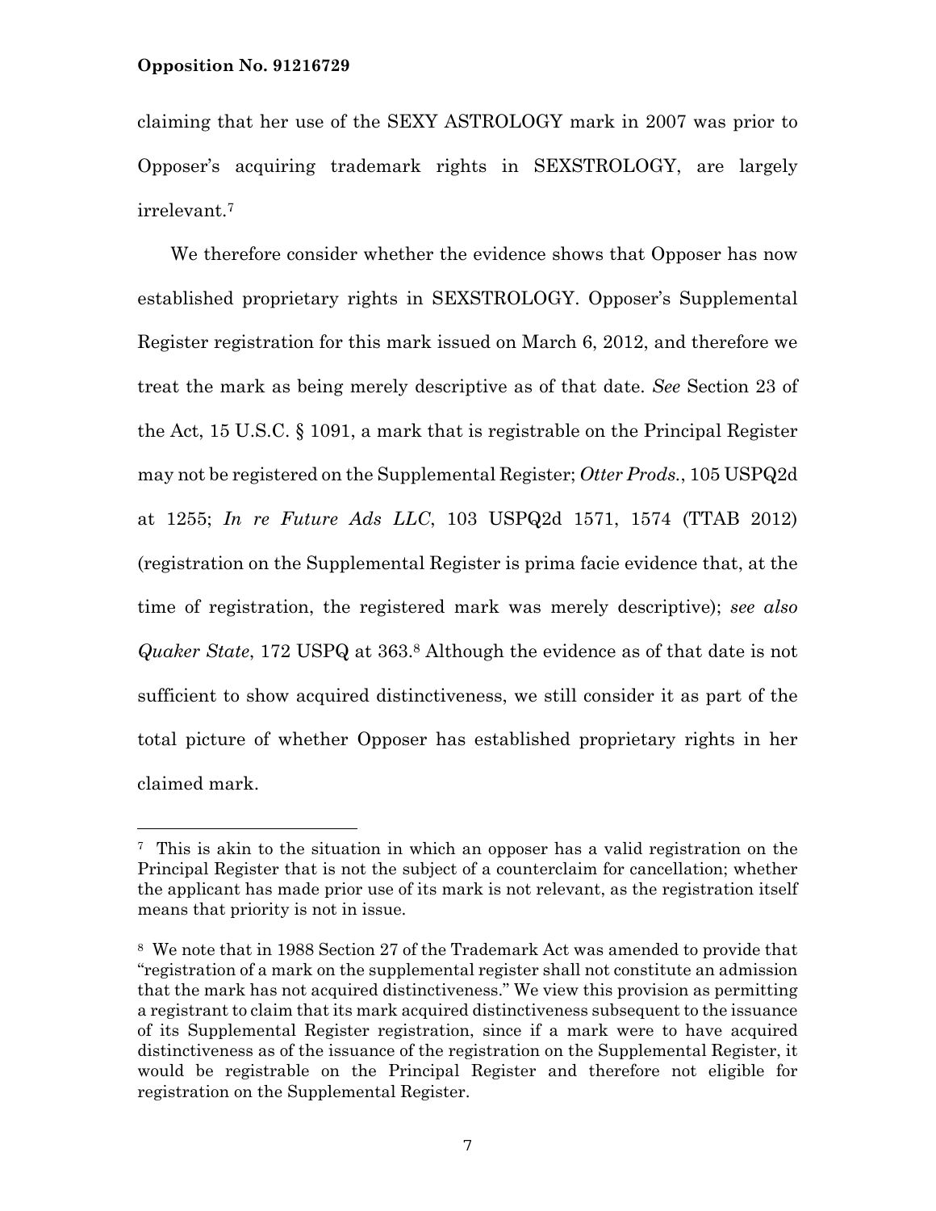claiming that her use of the SEXY ASTROLOGY mark in 2007 was prior to Opposer's acquiring trademark rights in SEXSTROLOGY, are largely irrelevant.[7]

We therefore consider whether the evidence shows that Opposer has now established proprietary rights in SEXSTROLOGY. Opposer's Supplemental Register registration for this mark issued on March 6, 2012, and therefore we treat the mark as being merely descriptive as of that date. *See* Section 23 of the Act, 15 U.S.C. § 1091, a mark that is registrable on the Principal Register may not be registered on the Supplemental Register; *Otter Prods.*, 105 USPQ2d at 1255; *In re Future Ads LLC*, 103 USPQ2d 1571, 1574 (TTAB 2012) (registration on the Supplemental Register is prima facie evidence that, at the time of registration, the registered mark was merely descriptive); *see also Quaker State*, 172 USPQ at 363.[8] Although the evidence as of that date is not sufficient to show acquired distinctiveness, we still consider it as part of the total picture of whether Opposer has established proprietary rights in her claimed mark.

---

[7] This is akin to the situation in which an opposer has a valid registration on the Principal Register that is not the subject of a counterclaim for cancellation; whether the applicant has made prior use of its mark is not relevant, as the registration itself means that priority is not in issue.

[8] We note that in 1988 Section 27 of the Trademark Act was amended to provide that "registration of a mark on the supplemental register shall not constitute an admission that the mark has not acquired distinctiveness." We view this provision as permitting a registrant to claim that its mark acquired distinctiveness subsequent to the issuance of its Supplemental Register registration, since if a mark were to have acquired distinctiveness as of the issuance of the registration on the Supplemental Register, it would be registrable on the Principal Register and therefore not eligible for registration on the Supplemental Register.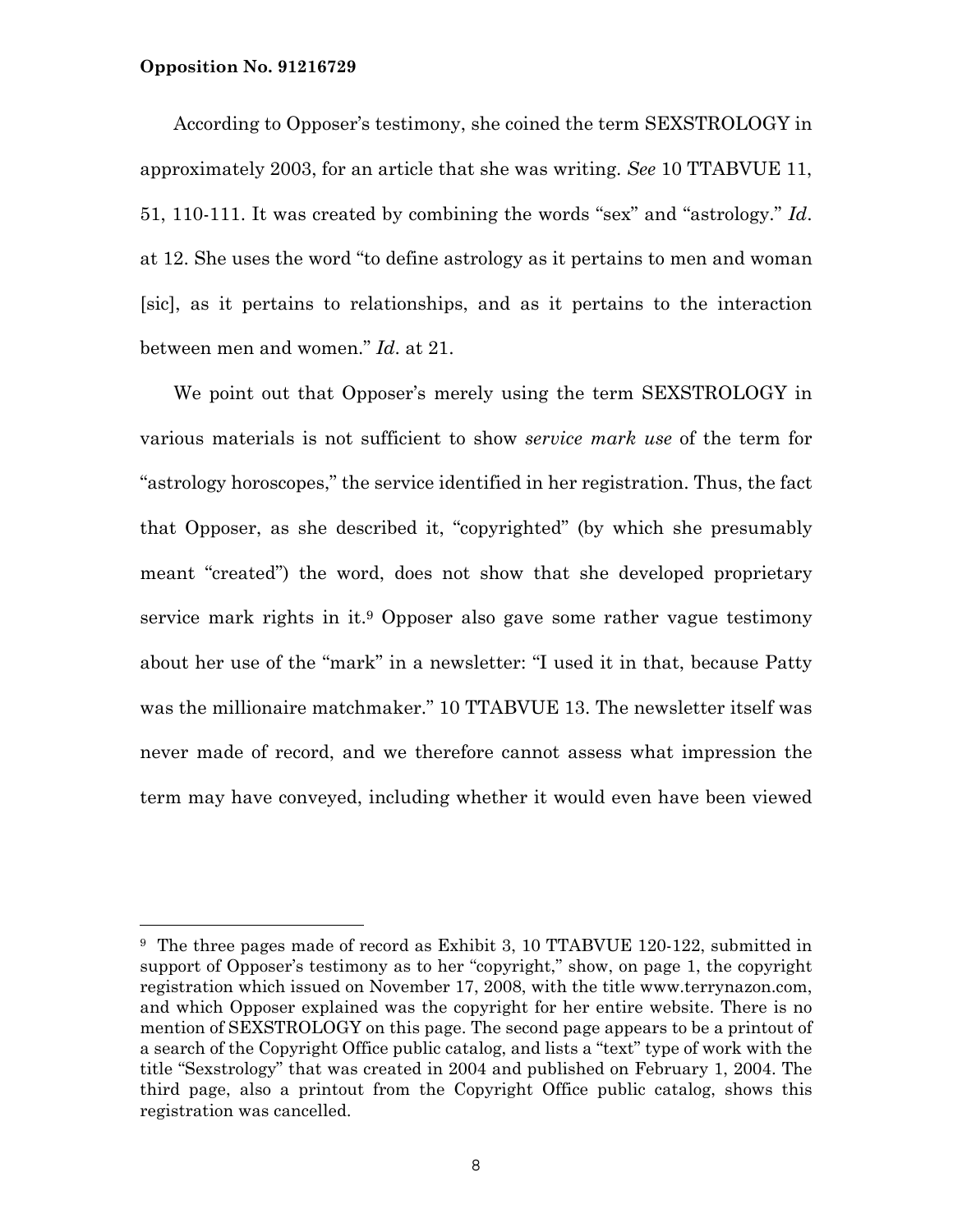According to Opposer's testimony, she coined the term SEXSTROLOGY in approximately 2003, for an article that she was writing. *See* 10 TTABVUE 11, 51, 110-111. It was created by combining the words "sex" and "astrology." *Id*. at 12. She uses the word "to define astrology as it pertains to men and woman [sic], as it pertains to relationships, and as it pertains to the interaction between men and women." *Id*. at 21.

We point out that Opposer's merely using the term SEXSTROLOGY in various materials is not sufficient to show *service mark use* of the term for "astrology horoscopes," the service identified in her registration. Thus, the fact that Opposer, as she described it, "copyrighted" (by which she presumably meant "created") the word, does not show that she developed proprietary service mark rights in it.[9] Opposer also gave some rather vague testimony about her use of the "mark" in a newsletter: "I used it in that, because Patty was the millionaire matchmaker." 10 TTABVUE 13. The newsletter itself was never made of record, and we therefore cannot assess what impression the term may have conveyed, including whether it would even have been viewed

---

[9] The three pages made of record as Exhibit 3, 10 TTABVUE 120-122, submitted in support of Opposer's testimony as to her "copyright," show, on page 1, the copyright registration which issued on November 17, 2008, with the title www.terrynazon.com, and which Opposer explained was the copyright for her entire website. There is no mention of SEXSTROLOGY on this page. The second page appears to be a printout of a search of the Copyright Office public catalog, and lists a "text" type of work with the title "Sexstrology" that was created in 2004 and published on February 1, 2004. The third page, also a printout from the Copyright Office public catalog, shows this registration was cancelled.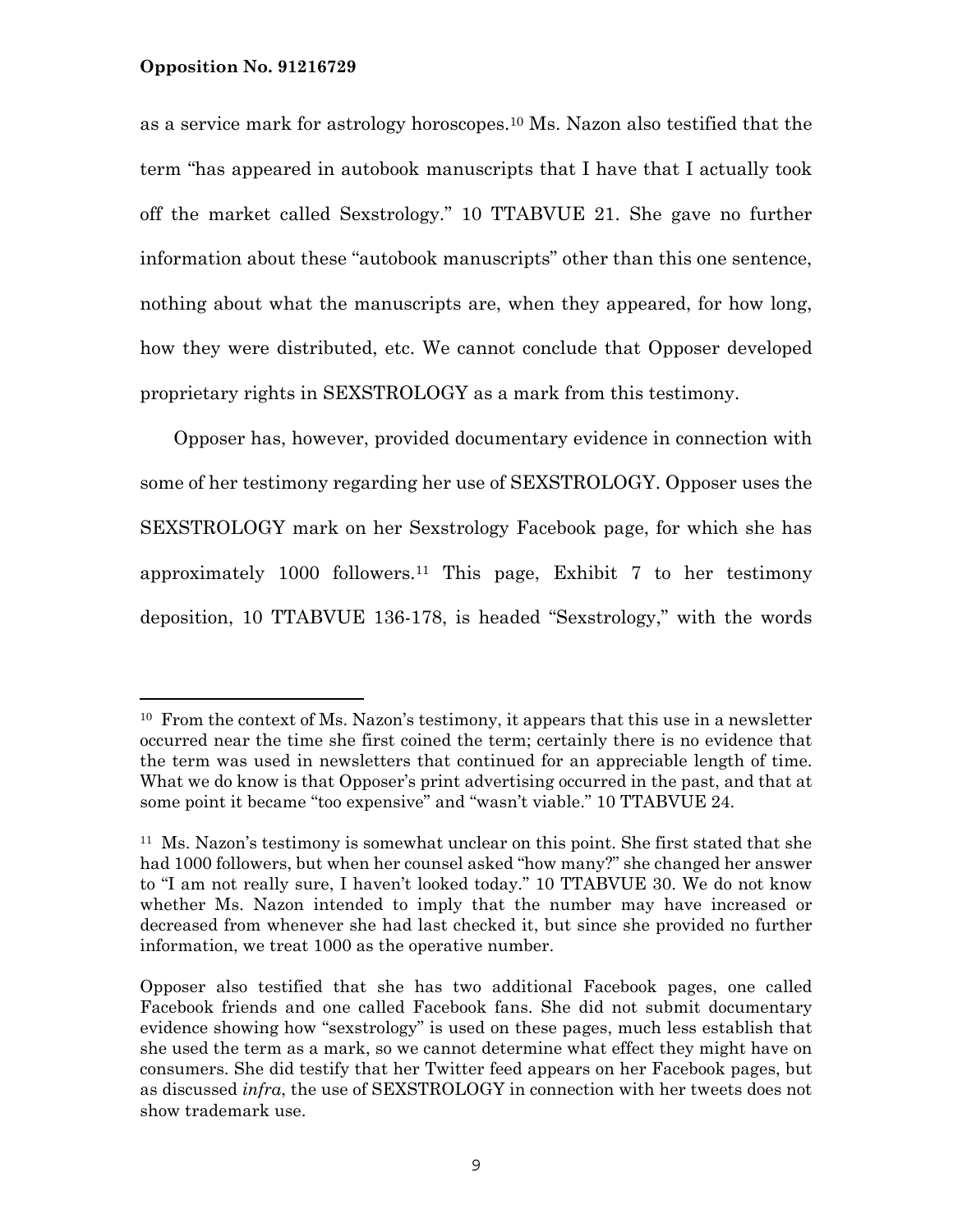as a service mark for astrology horoscopes.[10] Ms. Nazon also testified that the term "has appeared in autobook manuscripts that I have that I actually took off the market called Sexstrology." 10 TTABVUE 21. She gave no further information about these "autobook manuscripts" other than this one sentence, nothing about what the manuscripts are, when they appeared, for how long, how they were distributed, etc. We cannot conclude that Opposer developed proprietary rights in SEXSTROLOGY as a mark from this testimony.

Opposer has, however, provided documentary evidence in connection with some of her testimony regarding her use of SEXSTROLOGY. Opposer uses the SEXSTROLOGY mark on her Sexstrology Facebook page, for which she has approximately 1000 followers.[11] This page, Exhibit 7 to her testimony deposition, 10 TTABVUE 136-178, is headed "Sexstrology," with the words

---

[10] From the context of Ms. Nazon's testimony, it appears that this use in a newsletter occurred near the time she first coined the term; certainly there is no evidence that the term was used in newsletters that continued for an appreciable length of time. What we do know is that Opposer's print advertising occurred in the past, and that at some point it became "too expensive" and "wasn't viable." 10 TTABVUE 24.

[11] Ms. Nazon's testimony is somewhat unclear on this point. She first stated that she had 1000 followers, but when her counsel asked "how many?" she changed her answer to "I am not really sure, I haven't looked today." 10 TTABVUE 30. We do not know whether Ms. Nazon intended to imply that the number may have increased or decreased from whenever she had last checked it, but since she provided no further information, we treat 1000 as the operative number.

Opposer also testified that she has two additional Facebook pages, one called Facebook friends and one called Facebook fans. She did not submit documentary evidence showing how "sexstrology" is used on these pages, much less establish that she used the term as a mark, so we cannot determine what effect they might have on consumers. She did testify that her Twitter feed appears on her Facebook pages, but as discussed *infra*, the use of SEXSTROLOGY in connection with her tweets does not show trademark use.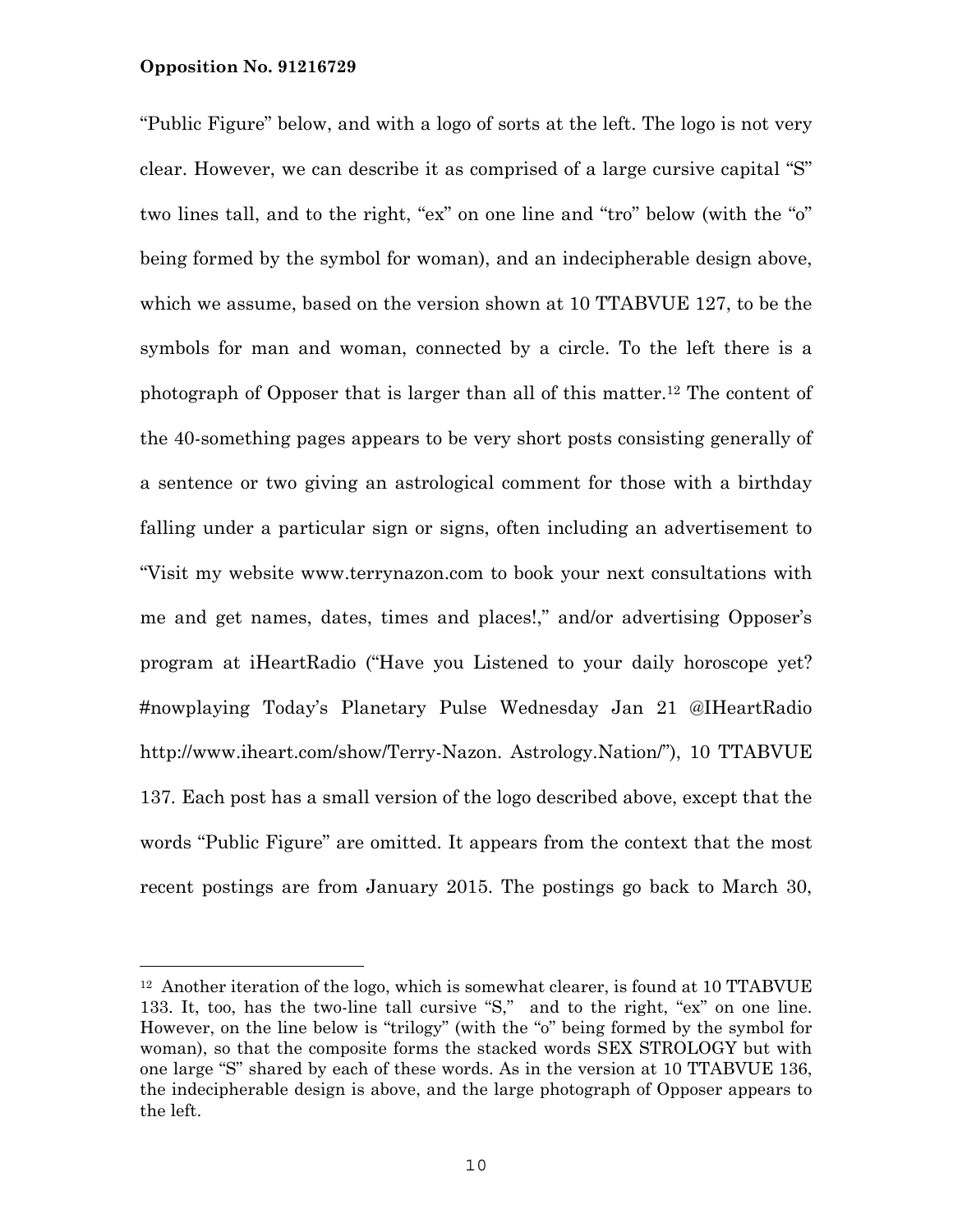"Public Figure" below, and with a logo of sorts at the left. The logo is not very clear. However, we can describe it as comprised of a large cursive capital "S" two lines tall, and to the right, "ex" on one line and "tro" below (with the "o" being formed by the symbol for woman), and an indecipherable design above, which we assume, based on the version shown at 10 TTABVUE 127, to be the symbols for man and woman, connected by a circle. To the left there is a photograph of Opposer that is larger than all of this matter.[12] The content of the 40-something pages appears to be very short posts consisting generally of a sentence or two giving an astrological comment for those with a birthday falling under a particular sign or signs, often including an advertisement to "Visit my website www.terrynazon.com to book your next consultations with me and get names, dates, times and places!," and/or advertising Opposer's program at iHeartRadio ("Have you Listened to your daily horoscope yet? #nowplaying Today's Planetary Pulse Wednesday Jan 21 @IHeartRadio http://www.iheart.com/show/Terry-Nazon. Astrology.Nation/"), 10 TTABVUE 137. Each post has a small version of the logo described above, except that the words "Public Figure" are omitted. It appears from the context that the most recent postings are from January 2015. The postings go back to March 30,

---

[12] Another iteration of the logo, which is somewhat clearer, is found at 10 TTABVUE 133. It, too, has the two-line tall cursive "S," and to the right, "ex" on one line. However, on the line below is "trilogy" (with the "o" being formed by the symbol for woman), so that the composite forms the stacked words SEX STROLOGY but with one large "S" shared by each of these words. As in the version at 10 TTABVUE 136, the indecipherable design is above, and the large photograph of Opposer appears to the left.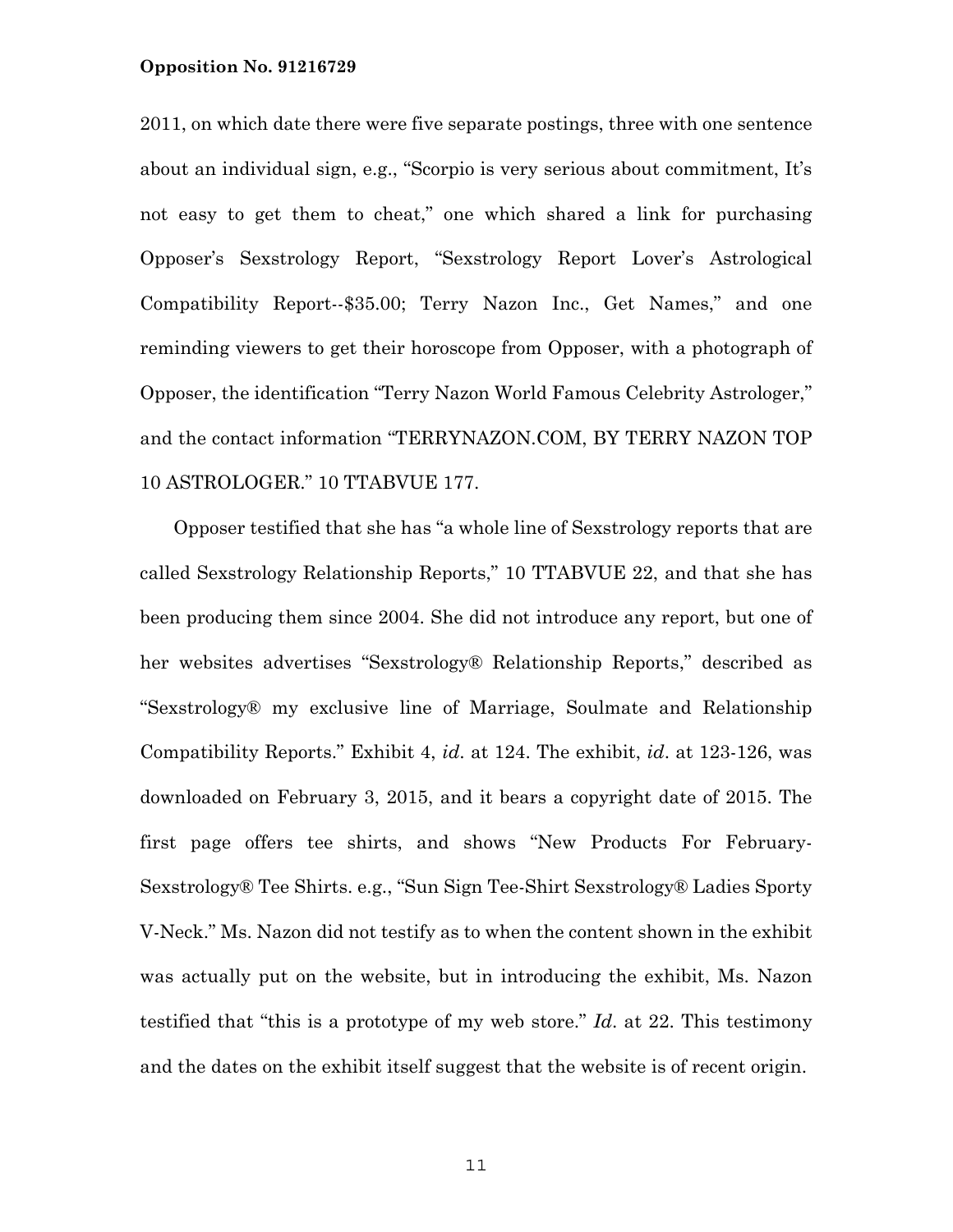2011, on which date there were five separate postings, three with one sentence about an individual sign, e.g., "Scorpio is very serious about commitment, It's not easy to get them to cheat," one which shared a link for purchasing Opposer's Sexstrology Report, "Sexstrology Report Lover's Astrological Compatibility Report--$35.00; Terry Nazon Inc., Get Names," and one reminding viewers to get their horoscope from Opposer, with a photograph of Opposer, the identification "Terry Nazon World Famous Celebrity Astrologer," and the contact information "TERRYNAZON.COM, BY TERRY NAZON TOP 10 ASTROLOGER." 10 TTABVUE 177.

Opposer testified that she has "a whole line of Sexstrology reports that are called Sexstrology Relationship Reports," 10 TTABVUE 22, and that she has been producing them since 2004. She did not introduce any report, but one of her websites advertises "Sexstrology® Relationship Reports," described as "Sexstrology® my exclusive line of Marriage, Soulmate and Relationship Compatibility Reports." Exhibit 4, *id*. at 124. The exhibit, *id*. at 123-126, was downloaded on February 3, 2015, and it bears a copyright date of 2015. The first page offers tee shirts, and shows "New Products For February-Sexstrology® Tee Shirts. e.g., "Sun Sign Tee-Shirt Sexstrology® Ladies Sporty V-Neck." Ms. Nazon did not testify as to when the content shown in the exhibit was actually put on the website, but in introducing the exhibit, Ms. Nazon testified that "this is a prototype of my web store." *Id*. at 22. This testimony and the dates on the exhibit itself suggest that the website is of recent origin.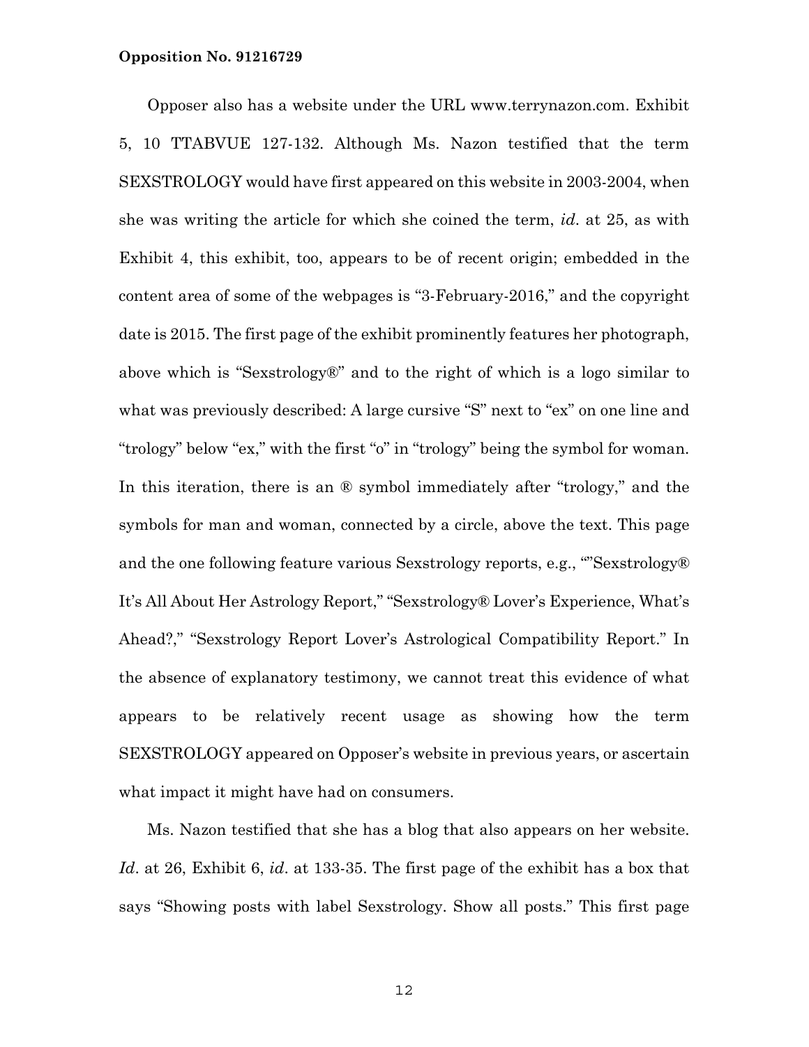Opposer also has a website under the URL www.terrynazon.com. Exhibit 5, 10 TTABVUE 127-132. Although Ms. Nazon testified that the term SEXSTROLOGY would have first appeared on this website in 2003-2004, when she was writing the article for which she coined the term, *id*. at 25, as with Exhibit 4, this exhibit, too, appears to be of recent origin; embedded in the content area of some of the webpages is "3-February-2016," and the copyright date is 2015. The first page of the exhibit prominently features her photograph, above which is "Sexstrology®" and to the right of which is a logo similar to what was previously described: A large cursive "S" next to "ex" on one line and "trology" below "ex," with the first "o" in "trology" being the symbol for woman. In this iteration, there is an ® symbol immediately after "trology," and the symbols for man and woman, connected by a circle, above the text. This page and the one following feature various Sexstrology reports, e.g., ""Sexstrology® It's All About Her Astrology Report," "Sexstrology® Lover's Experience, What's Ahead?," "Sexstrology Report Lover's Astrological Compatibility Report." In the absence of explanatory testimony, we cannot treat this evidence of what appears to be relatively recent usage as showing how the term SEXSTROLOGY appeared on Opposer's website in previous years, or ascertain what impact it might have had on consumers.

Ms. Nazon testified that she has a blog that also appears on her website. *Id*. at 26, Exhibit 6, *id*. at 133-35. The first page of the exhibit has a box that says "Showing posts with label Sexstrology. Show all posts." This first page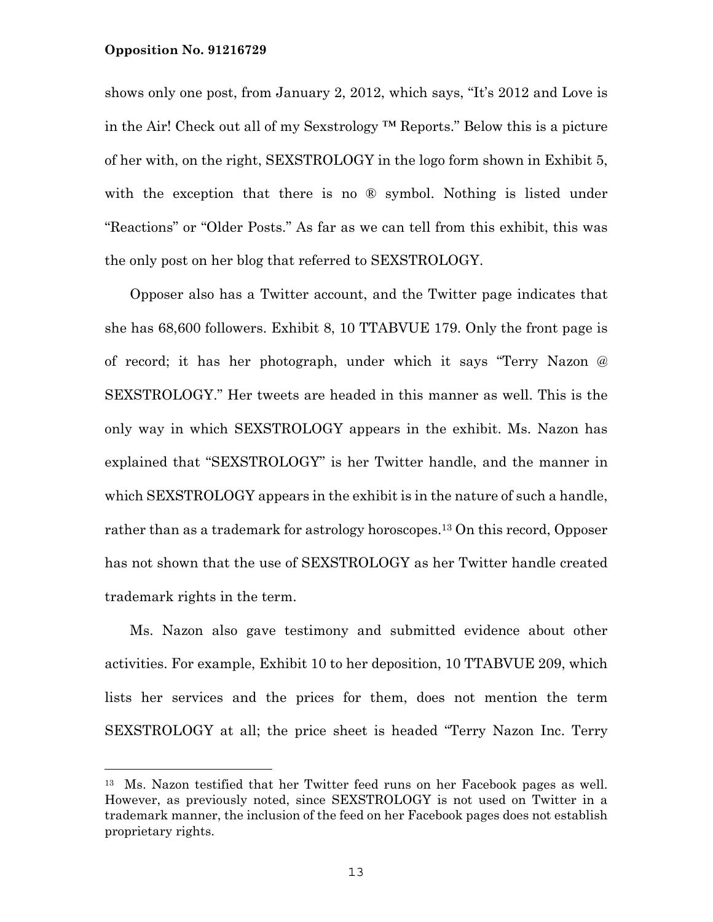shows only one post, from January 2, 2012, which says, "It's 2012 and Love is in the Air! Check out all of my Sexstrology ™ Reports." Below this is a picture of her with, on the right, SEXSTROLOGY in the logo form shown in Exhibit 5, with the exception that there is no ® symbol. Nothing is listed under "Reactions" or "Older Posts." As far as we can tell from this exhibit, this was the only post on her blog that referred to SEXSTROLOGY.

Opposer also has a Twitter account, and the Twitter page indicates that she has 68,600 followers. Exhibit 8, 10 TTABVUE 179. Only the front page is of record; it has her photograph, under which it says "Terry Nazon @ SEXSTROLOGY." Her tweets are headed in this manner as well. This is the only way in which SEXSTROLOGY appears in the exhibit. Ms. Nazon has explained that "SEXSTROLOGY" is her Twitter handle, and the manner in which SEXSTROLOGY appears in the exhibit is in the nature of such a handle, rather than as a trademark for astrology horoscopes.[13] On this record, Opposer has not shown that the use of SEXSTROLOGY as her Twitter handle created trademark rights in the term.

Ms. Nazon also gave testimony and submitted evidence about other activities. For example, Exhibit 10 to her deposition, 10 TTABVUE 209, which lists her services and the prices for them, does not mention the term SEXSTROLOGY at all; the price sheet is headed "Terry Nazon Inc. Terry

---

[13] Ms. Nazon testified that her Twitter feed runs on her Facebook pages as well. However, as previously noted, since SEXSTROLOGY is not used on Twitter in a trademark manner, the inclusion of the feed on her Facebook pages does not establish proprietary rights.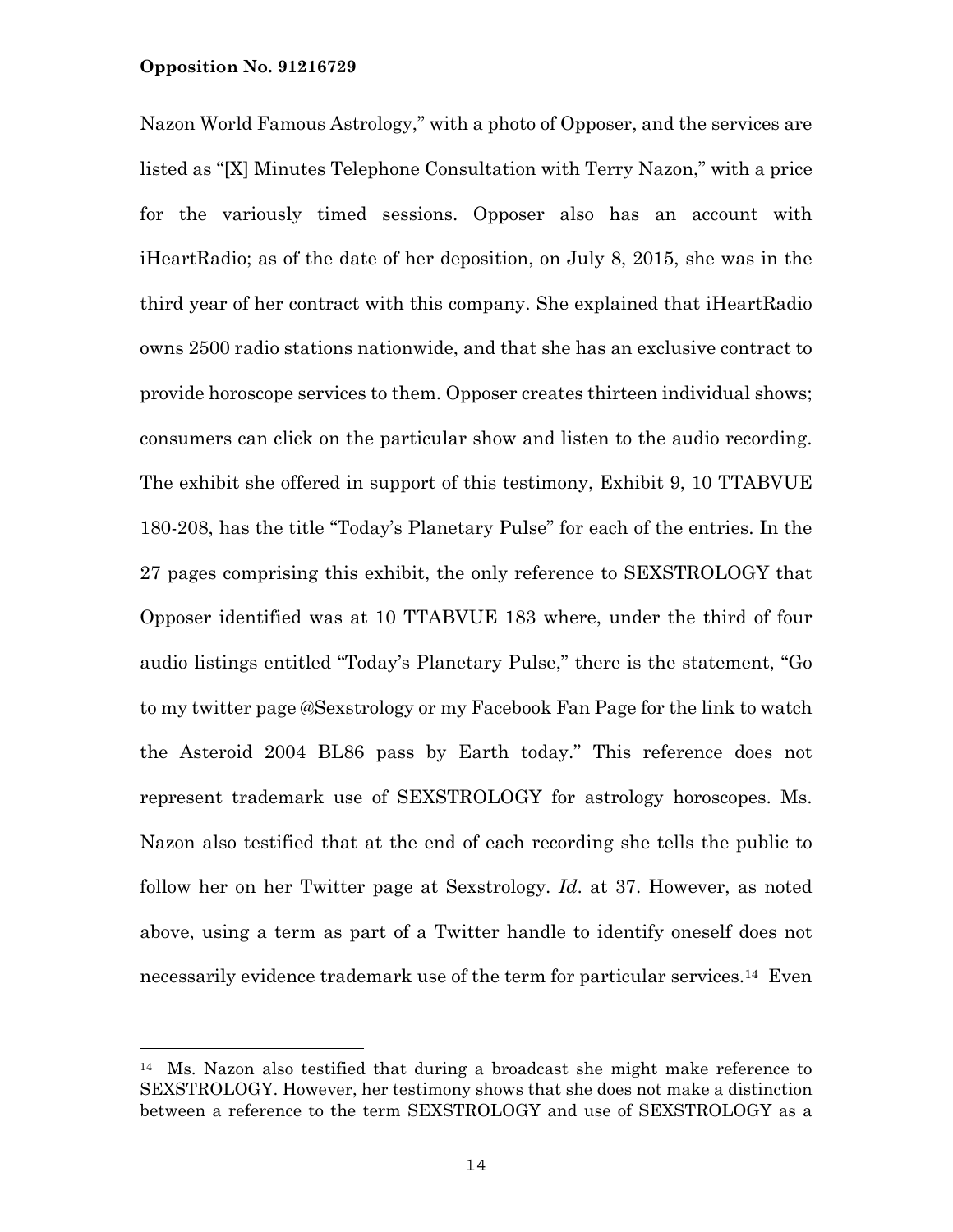Nazon World Famous Astrology," with a photo of Opposer, and the services are listed as "[X] Minutes Telephone Consultation with Terry Nazon," with a price for the variously timed sessions. Opposer also has an account with iHeartRadio; as of the date of her deposition, on July 8, 2015, she was in the third year of her contract with this company. She explained that iHeartRadio owns 2500 radio stations nationwide, and that she has an exclusive contract to provide horoscope services to them. Opposer creates thirteen individual shows; consumers can click on the particular show and listen to the audio recording. The exhibit she offered in support of this testimony, Exhibit 9, 10 TTABVUE 180-208, has the title "Today's Planetary Pulse" for each of the entries. In the 27 pages comprising this exhibit, the only reference to SEXSTROLOGY that Opposer identified was at 10 TTABVUE 183 where, under the third of four audio listings entitled "Today's Planetary Pulse," there is the statement, "Go to my twitter page @Sexstrology or my Facebook Fan Page for the link to watch the Asteroid 2004 BL86 pass by Earth today." This reference does not represent trademark use of SEXSTROLOGY for astrology horoscopes. Ms. Nazon also testified that at the end of each recording she tells the public to follow her on her Twitter page at Sexstrology. *Id.* at 37. However, as noted above, using a term as part of a Twitter handle to identify oneself does not necessarily evidence trademark use of the term for particular services.[14] Even

---

[14] Ms. Nazon also testified that during a broadcast she might make reference to SEXSTROLOGY. However, her testimony shows that she does not make a distinction between a reference to the term SEXSTROLOGY and use of SEXSTROLOGY as a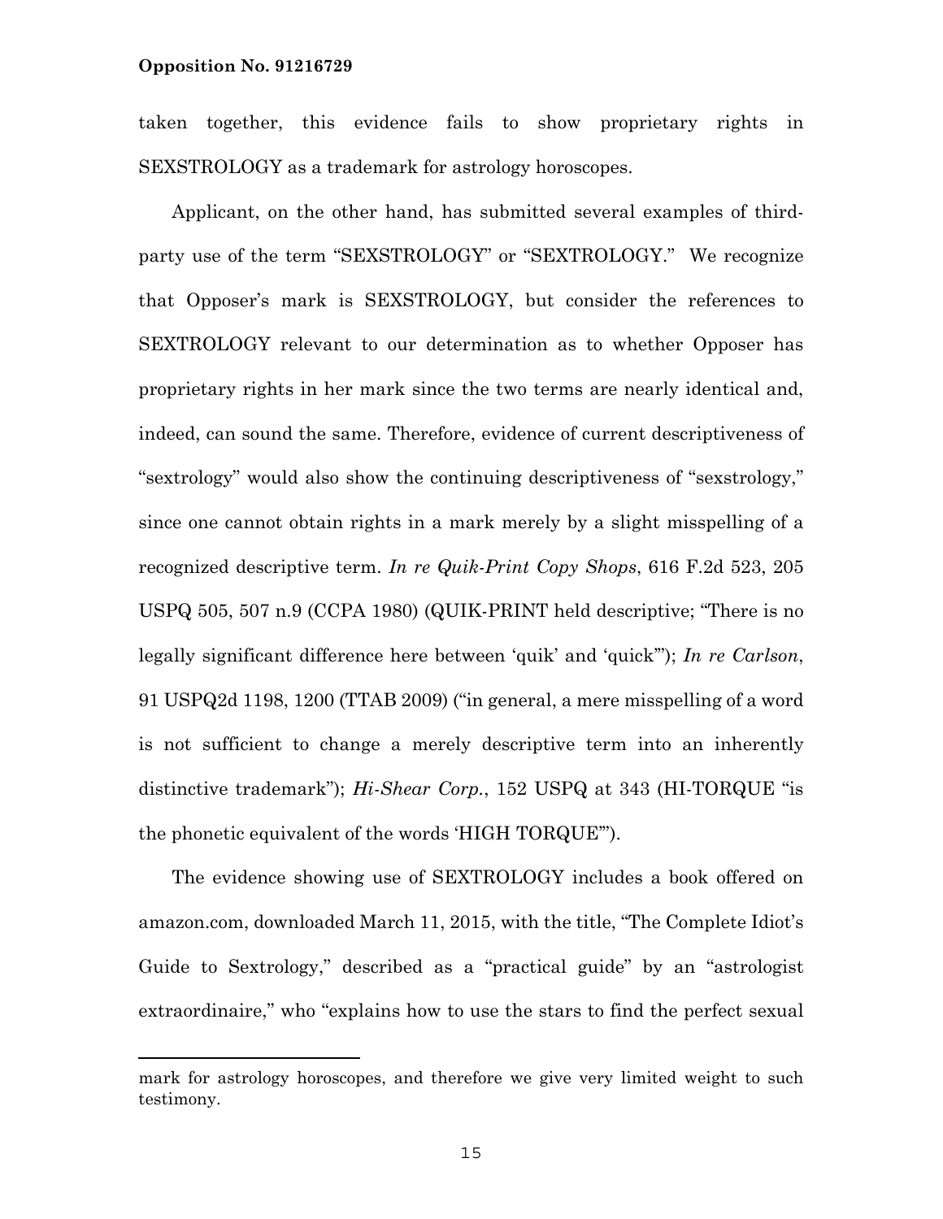taken together, this evidence fails to show proprietary rights in SEXSTROLOGY as a trademark for astrology horoscopes.

Applicant, on the other hand, has submitted several examples of third-party use of the term "SEXSTROLOGY" or "SEXTROLOGY." We recognize that Opposer's mark is SEXSTROLOGY, but consider the references to SEXTROLOGY relevant to our determination as to whether Opposer has proprietary rights in her mark since the two terms are nearly identical and, indeed, can sound the same. Therefore, evidence of current descriptiveness of "sextrology" would also show the continuing descriptiveness of "sexstrology," since one cannot obtain rights in a mark merely by a slight misspelling of a recognized descriptive term. *In re Quik-Print Copy Shops*, 616 F.2d 523, 205 USPQ 505, 507 n.9 (CCPA 1980) (QUIK-PRINT held descriptive; "There is no legally significant difference here between 'quik' and 'quick'"); *In re Carlson*, 91 USPQ2d 1198, 1200 (TTAB 2009) ("in general, a mere misspelling of a word is not sufficient to change a merely descriptive term into an inherently distinctive trademark"); *Hi-Shear Corp.*, 152 USPQ at 343 (HI-TORQUE "is the phonetic equivalent of the words 'HIGH TORQUE'").

The evidence showing use of SEXTROLOGY includes a book offered on amazon.com, downloaded March 11, 2015, with the title, "The Complete Idiot's Guide to Sextrology," described as a "practical guide" by an "astrologist extraordinaire," who "explains how to use the stars to find the perfect sexual

---

mark for astrology horoscopes, and therefore we give very limited weight to such testimony.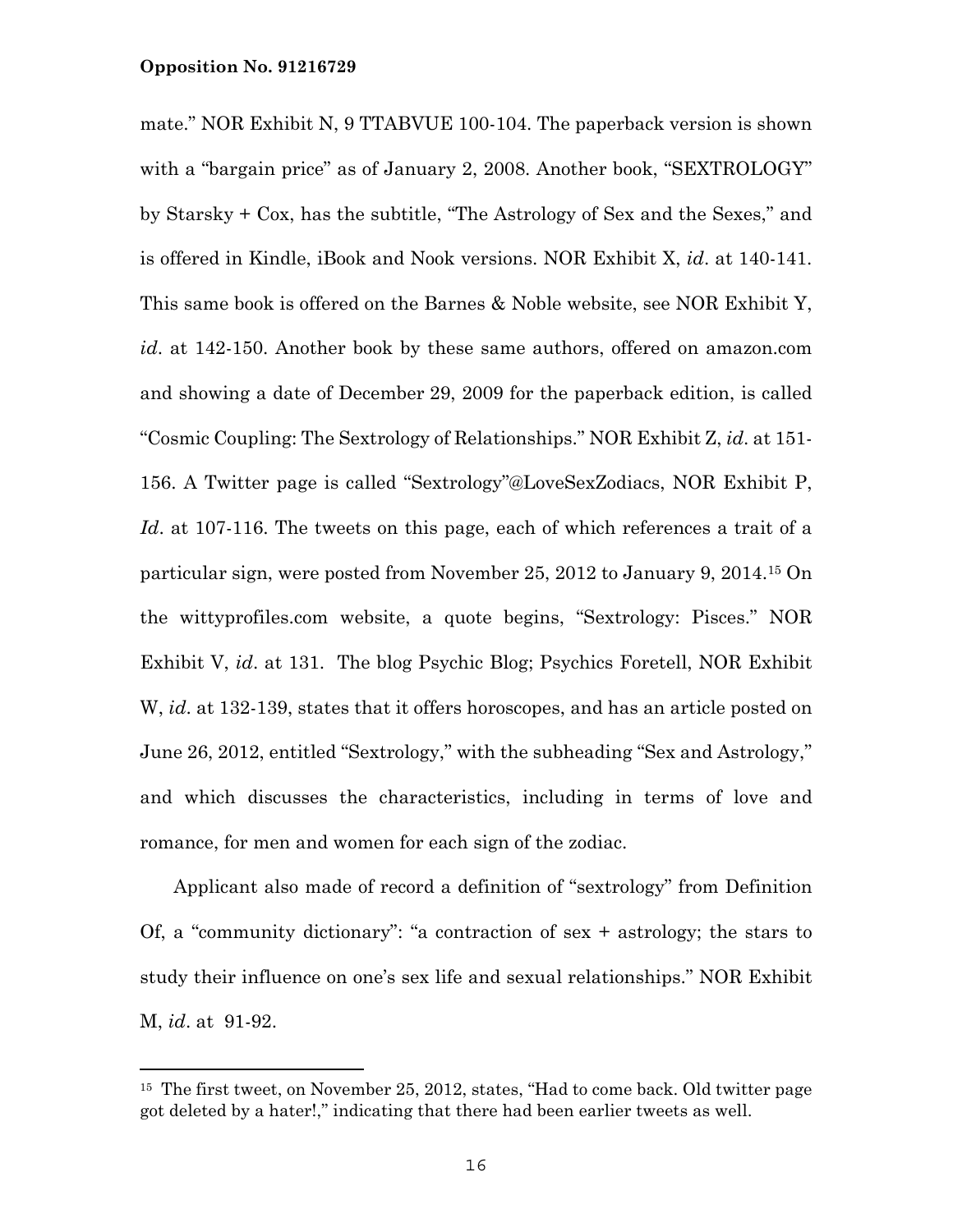mate." NOR Exhibit N, 9 TTABVUE 100-104. The paperback version is shown with a "bargain price" as of January 2, 2008. Another book, "SEXTROLOGY" by Starsky + Cox, has the subtitle, "The Astrology of Sex and the Sexes," and is offered in Kindle, iBook and Nook versions. NOR Exhibit X, *id*. at 140-141. This same book is offered on the Barnes & Noble website, see NOR Exhibit Y, *id*. at 142-150. Another book by these same authors, offered on amazon.com and showing a date of December 29, 2009 for the paperback edition, is called "Cosmic Coupling: The Sextrology of Relationships." NOR Exhibit Z, *id*. at 151-156. A Twitter page is called "Sextrology"@LoveSexZodiacs, NOR Exhibit P, *Id*. at 107-116. The tweets on this page, each of which references a trait of a particular sign, were posted from November 25, 2012 to January 9, 2014.[15] On the wittyprofiles.com website, a quote begins, "Sextrology: Pisces." NOR Exhibit V, *id*. at 131. The blog Psychic Blog; Psychics Foretell, NOR Exhibit W, *id*. at 132-139, states that it offers horoscopes, and has an article posted on June 26, 2012, entitled "Sextrology," with the subheading "Sex and Astrology," and which discusses the characteristics, including in terms of love and romance, for men and women for each sign of the zodiac.

Applicant also made of record a definition of "sextrology" from Definition Of, a "community dictionary": "a contraction of sex + astrology; the stars to study their influence on one's sex life and sexual relationships." NOR Exhibit M, *id*. at 91-92.

---

[15] The first tweet, on November 25, 2012, states, "Had to come back. Old twitter page got deleted by a hater!," indicating that there had been earlier tweets as well.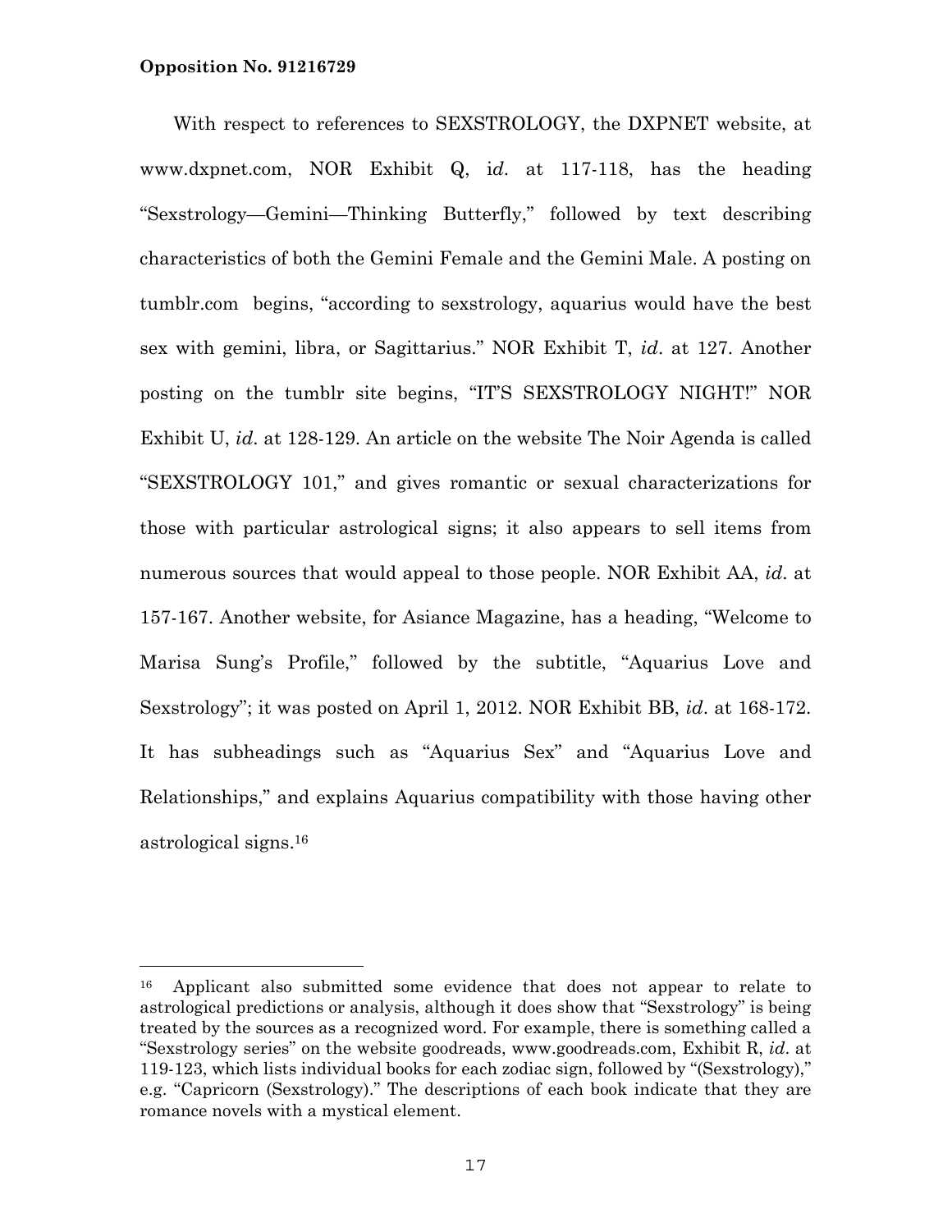With respect to references to SEXSTROLOGY, the DXPNET website, at www.dxpnet.com, NOR Exhibit Q, i*d*. at 117-118, has the heading "Sexstrology—Gemini—Thinking Butterfly," followed by text describing characteristics of both the Gemini Female and the Gemini Male. A posting on tumblr.com begins, "according to sexstrology, aquarius would have the best sex with gemini, libra, or Sagittarius." NOR Exhibit T, *id*. at 127. Another posting on the tumblr site begins, "IT'S SEXSTROLOGY NIGHT!" NOR Exhibit U, *id*. at 128-129. An article on the website The Noir Agenda is called "SEXSTROLOGY 101," and gives romantic or sexual characterizations for those with particular astrological signs; it also appears to sell items from numerous sources that would appeal to those people. NOR Exhibit AA, *id*. at 157-167. Another website, for Asiance Magazine, has a heading, "Welcome to Marisa Sung's Profile," followed by the subtitle, "Aquarius Love and Sexstrology"; it was posted on April 1, 2012. NOR Exhibit BB, *id*. at 168-172. It has subheadings such as "Aquarius Sex" and "Aquarius Love and Relationships," and explains Aquarius compatibility with those having other astrological signs.[16]

---

[16] Applicant also submitted some evidence that does not appear to relate to astrological predictions or analysis, although it does show that "Sexstrology" is being treated by the sources as a recognized word. For example, there is something called a "Sexstrology series" on the website goodreads, www.goodreads.com, Exhibit R, *id*. at 119-123, which lists individual books for each zodiac sign, followed by "(Sexstrology)," e.g. "Capricorn (Sexstrology)." The descriptions of each book indicate that they are romance novels with a mystical element.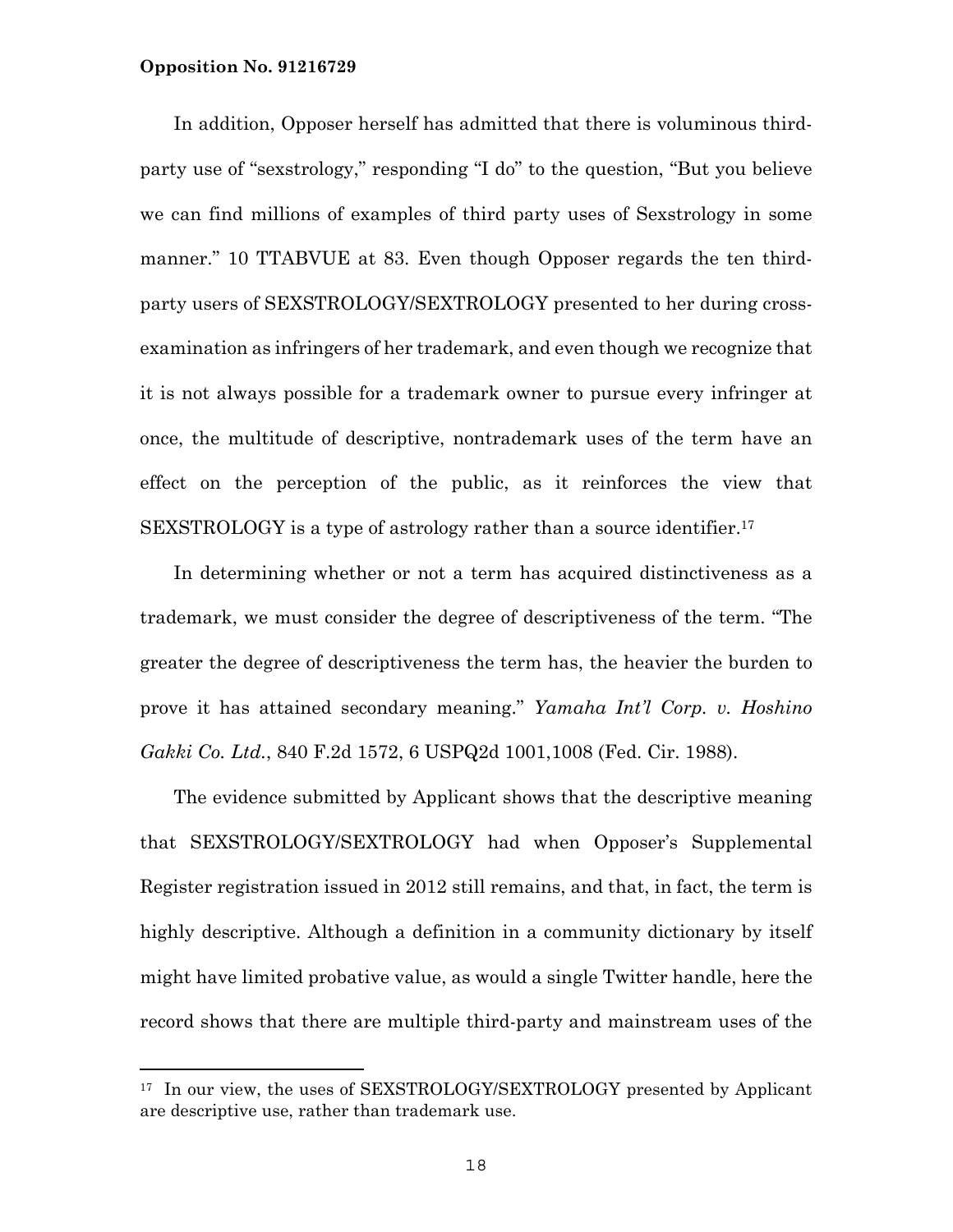In addition, Opposer herself has admitted that there is voluminous third-party use of "sexstrology," responding "I do" to the question, "But you believe we can find millions of examples of third party uses of Sexstrology in some manner." 10 TTABVUE at 83. Even though Opposer regards the ten third-party users of SEXSTROLOGY/SEXTROLOGY presented to her during cross-examination as infringers of her trademark, and even though we recognize that it is not always possible for a trademark owner to pursue every infringer at once, the multitude of descriptive, nontrademark uses of the term have an effect on the perception of the public, as it reinforces the view that SEXSTROLOGY is a type of astrology rather than a source identifier.[17]

In determining whether or not a term has acquired distinctiveness as a trademark, we must consider the degree of descriptiveness of the term. "The greater the degree of descriptiveness the term has, the heavier the burden to prove it has attained secondary meaning." *Yamaha Int'l Corp. v. Hoshino Gakki Co. Ltd.*, 840 F.2d 1572, 6 USPQ2d 1001,1008 (Fed. Cir. 1988).

The evidence submitted by Applicant shows that the descriptive meaning that SEXSTROLOGY/SEXTROLOGY had when Opposer's Supplemental Register registration issued in 2012 still remains, and that, in fact, the term is highly descriptive. Although a definition in a community dictionary by itself might have limited probative value, as would a single Twitter handle, here the record shows that there are multiple third-party and mainstream uses of the

---

[17] In our view, the uses of SEXSTROLOGY/SEXTROLOGY presented by Applicant are descriptive use, rather than trademark use.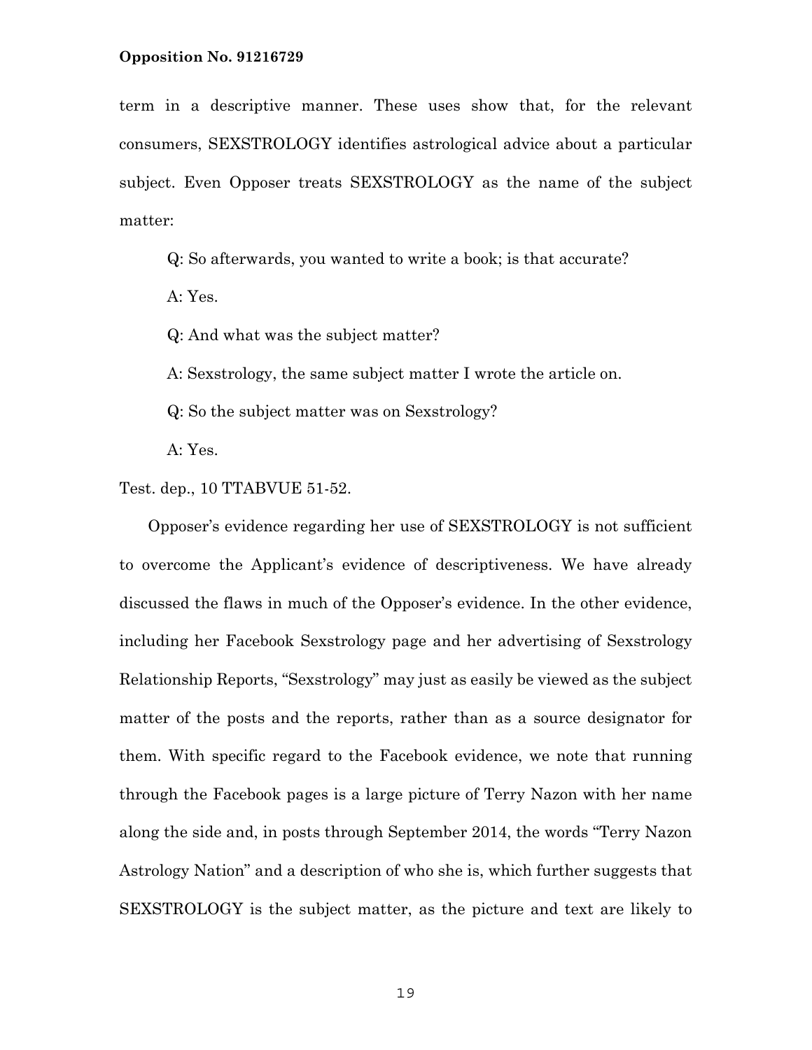term in a descriptive manner. These uses show that, for the relevant consumers, SEXSTROLOGY identifies astrological advice about a particular subject. Even Opposer treats SEXSTROLOGY as the name of the subject matter:

> Q: So afterwards, you wanted to write a book; is that accurate?
>
> A: Yes.
>
> Q: And what was the subject matter?
>
> A: Sexstrology, the same subject matter I wrote the article on.
>
> Q: So the subject matter was on Sexstrology?
>
> A: Yes.

Test. dep., 10 TTABVUE 51-52.

Opposer's evidence regarding her use of SEXSTROLOGY is not sufficient to overcome the Applicant's evidence of descriptiveness. We have already discussed the flaws in much of the Opposer's evidence. In the other evidence, including her Facebook Sexstrology page and her advertising of Sexstrology Relationship Reports, "Sexstrology" may just as easily be viewed as the subject matter of the posts and the reports, rather than as a source designator for them. With specific regard to the Facebook evidence, we note that running through the Facebook pages is a large picture of Terry Nazon with her name along the side and, in posts through September 2014, the words "Terry Nazon Astrology Nation" and a description of who she is, which further suggests that SEXSTROLOGY is the subject matter, as the picture and text are likely to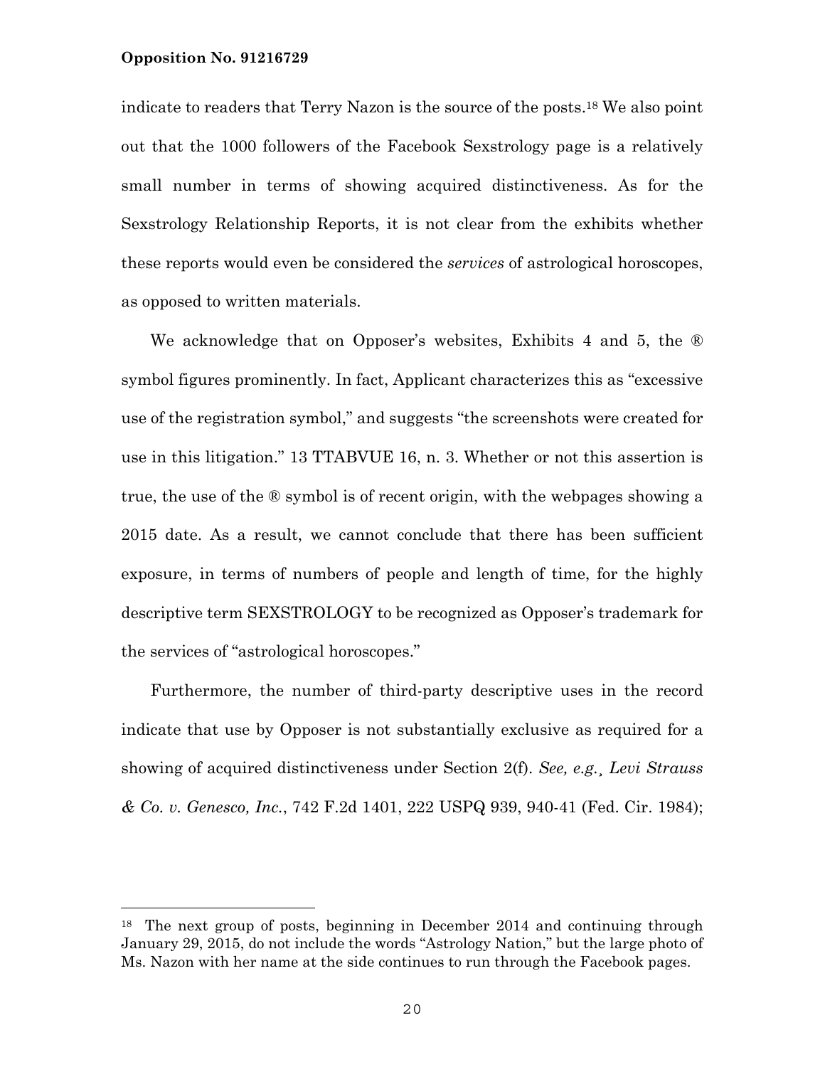indicate to readers that Terry Nazon is the source of the posts.[18] We also point out that the 1000 followers of the Facebook Sexstrology page is a relatively small number in terms of showing acquired distinctiveness. As for the Sexstrology Relationship Reports, it is not clear from the exhibits whether these reports would even be considered the *services* of astrological horoscopes, as opposed to written materials.

We acknowledge that on Opposer's websites, Exhibits 4 and 5, the ® symbol figures prominently. In fact, Applicant characterizes this as "excessive use of the registration symbol," and suggests "the screenshots were created for use in this litigation." 13 TTABVUE 16, n. 3. Whether or not this assertion is true, the use of the ® symbol is of recent origin, with the webpages showing a 2015 date. As a result, we cannot conclude that there has been sufficient exposure, in terms of numbers of people and length of time, for the highly descriptive term SEXSTROLOGY to be recognized as Opposer's trademark for the services of "astrological horoscopes."

Furthermore, the number of third-party descriptive uses in the record indicate that use by Opposer is not substantially exclusive as required for a showing of acquired distinctiveness under Section 2(f). *See, e.g.¸ Levi Strauss & Co. v. Genesco, Inc.*, 742 F.2d 1401, 222 USPQ 939, 940-41 (Fed. Cir. 1984);

---

[18] The next group of posts, beginning in December 2014 and continuing through January 29, 2015, do not include the words "Astrology Nation," but the large photo of Ms. Nazon with her name at the side continues to run through the Facebook pages.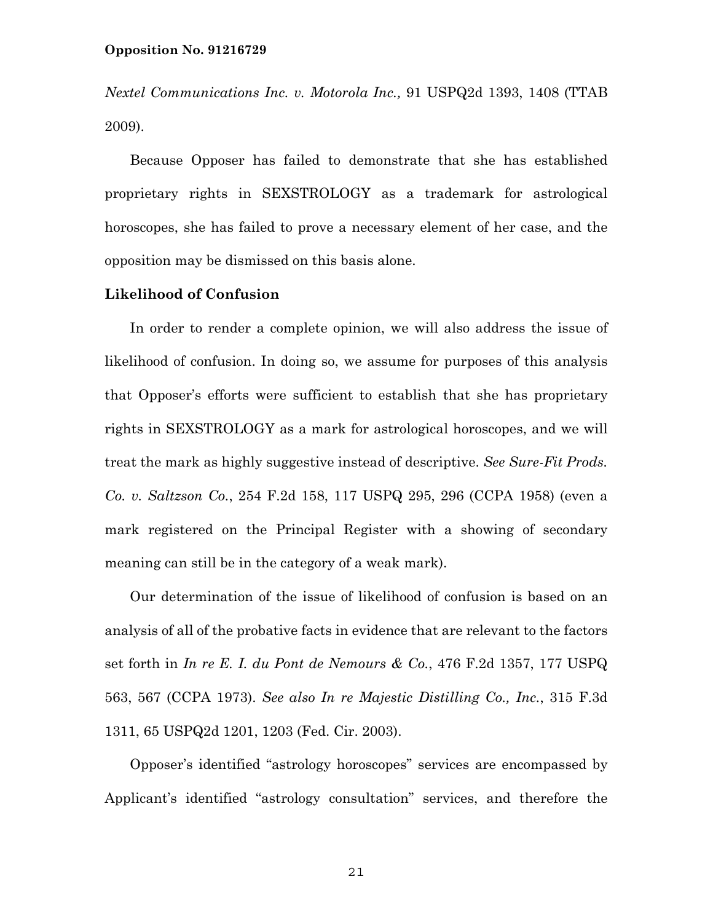*Nextel Communications Inc. v. Motorola Inc.,* 91 USPQ2d 1393, 1408 (TTAB 2009).

Because Opposer has failed to demonstrate that she has established proprietary rights in SEXSTROLOGY as a trademark for astrological horoscopes, she has failed to prove a necessary element of her case, and the opposition may be dismissed on this basis alone.

**Likelihood of Confusion**

In order to render a complete opinion, we will also address the issue of likelihood of confusion. In doing so, we assume for purposes of this analysis that Opposer's efforts were sufficient to establish that she has proprietary rights in SEXSTROLOGY as a mark for astrological horoscopes, and we will treat the mark as highly suggestive instead of descriptive. *See Sure-Fit Prods. Co. v. Saltzson Co.*, 254 F.2d 158, 117 USPQ 295, 296 (CCPA 1958) (even a mark registered on the Principal Register with a showing of secondary meaning can still be in the category of a weak mark).

Our determination of the issue of likelihood of confusion is based on an analysis of all of the probative facts in evidence that are relevant to the factors set forth in *In re E. I. du Pont de Nemours & Co.*, 476 F.2d 1357, 177 USPQ 563, 567 (CCPA 1973). *See also In re Majestic Distilling Co., Inc.*, 315 F.3d 1311, 65 USPQ2d 1201, 1203 (Fed. Cir. 2003).

Opposer's identified "astrology horoscopes" services are encompassed by Applicant's identified "astrology consultation" services, and therefore the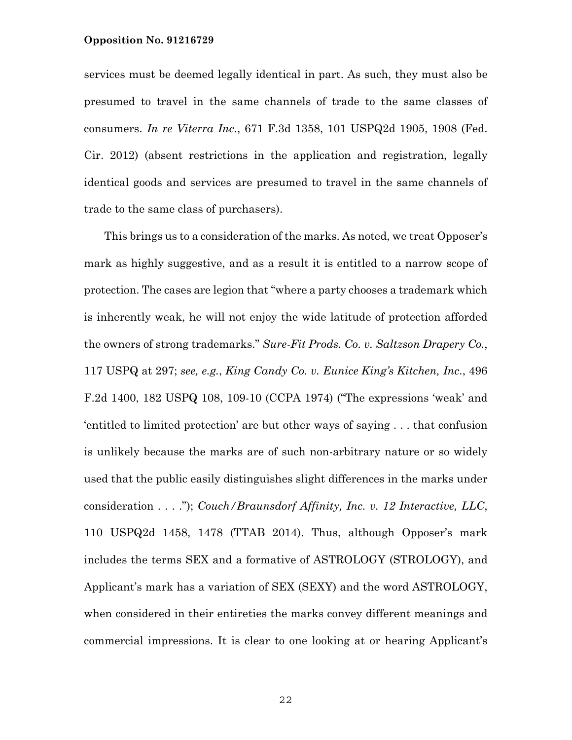services must be deemed legally identical in part. As such, they must also be presumed to travel in the same channels of trade to the same classes of consumers. *In re Viterra Inc.*, 671 F.3d 1358, 101 USPQ2d 1905, 1908 (Fed. Cir. 2012) (absent restrictions in the application and registration, legally identical goods and services are presumed to travel in the same channels of trade to the same class of purchasers).

This brings us to a consideration of the marks. As noted, we treat Opposer's mark as highly suggestive, and as a result it is entitled to a narrow scope of protection. The cases are legion that "where a party chooses a trademark which is inherently weak, he will not enjoy the wide latitude of protection afforded the owners of strong trademarks." *Sure-Fit Prods. Co. v. Saltzson Drapery Co.*, 117 USPQ at 297; *see, e.g.*, *King Candy Co. v. Eunice King's Kitchen, Inc.*, 496 F.2d 1400, 182 USPQ 108, 109-10 (CCPA 1974) ("The expressions 'weak' and 'entitled to limited protection' are but other ways of saying . . . that confusion is unlikely because the marks are of such non-arbitrary nature or so widely used that the public easily distinguishes slight differences in the marks under consideration . . . ."); *Couch/Braunsdorf Affinity, Inc. v. 12 Interactive, LLC*, 110 USPQ2d 1458, 1478 (TTAB 2014). Thus, although Opposer's mark includes the terms SEX and a formative of ASTROLOGY (STROLOGY), and Applicant's mark has a variation of SEX (SEXY) and the word ASTROLOGY, when considered in their entireties the marks convey different meanings and commercial impressions. It is clear to one looking at or hearing Applicant's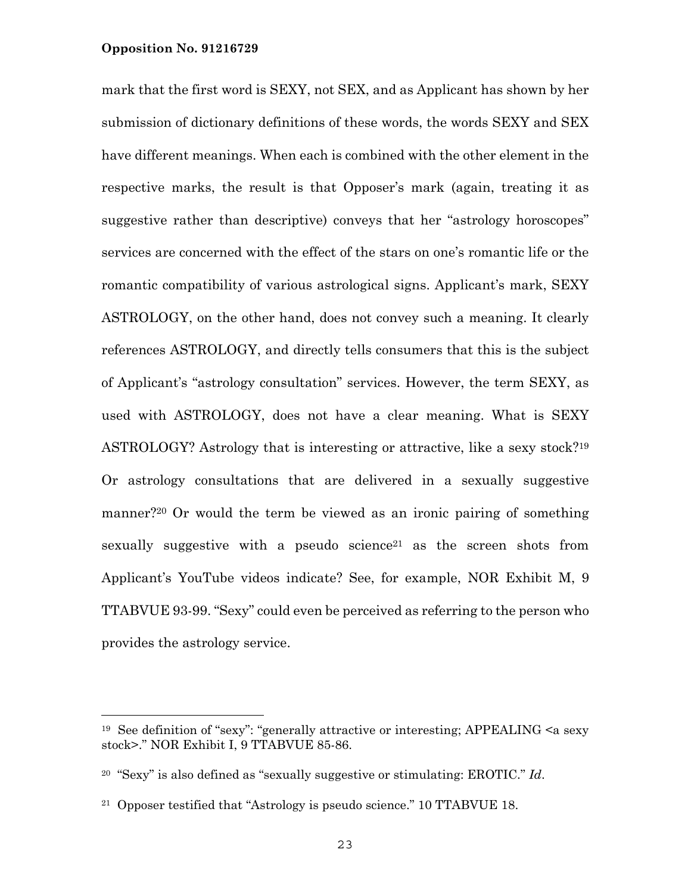mark that the first word is SEXY, not SEX, and as Applicant has shown by her submission of dictionary definitions of these words, the words SEXY and SEX have different meanings. When each is combined with the other element in the respective marks, the result is that Opposer's mark (again, treating it as suggestive rather than descriptive) conveys that her "astrology horoscopes" services are concerned with the effect of the stars on one's romantic life or the romantic compatibility of various astrological signs. Applicant's mark, SEXY ASTROLOGY, on the other hand, does not convey such a meaning. It clearly references ASTROLOGY, and directly tells consumers that this is the subject of Applicant's "astrology consultation" services. However, the term SEXY, as used with ASTROLOGY, does not have a clear meaning. What is SEXY ASTROLOGY? Astrology that is interesting or attractive, like a sexy stock?[19] Or astrology consultations that are delivered in a sexually suggestive manner?[20] Or would the term be viewed as an ironic pairing of something sexually suggestive with a pseudo science[21] as the screen shots from Applicant's YouTube videos indicate? See, for example, NOR Exhibit M, 9 TTABVUE 93-99. "Sexy" could even be perceived as referring to the person who provides the astrology service.

---

[19] See definition of "sexy": "generally attractive or interesting; APPEALING <a sexy stock>." NOR Exhibit I, 9 TTABVUE 85-86.

[20] "Sexy" is also defined as "sexually suggestive or stimulating: EROTIC." *Id*.

[21] Opposer testified that "Astrology is pseudo science." 10 TTABVUE 18.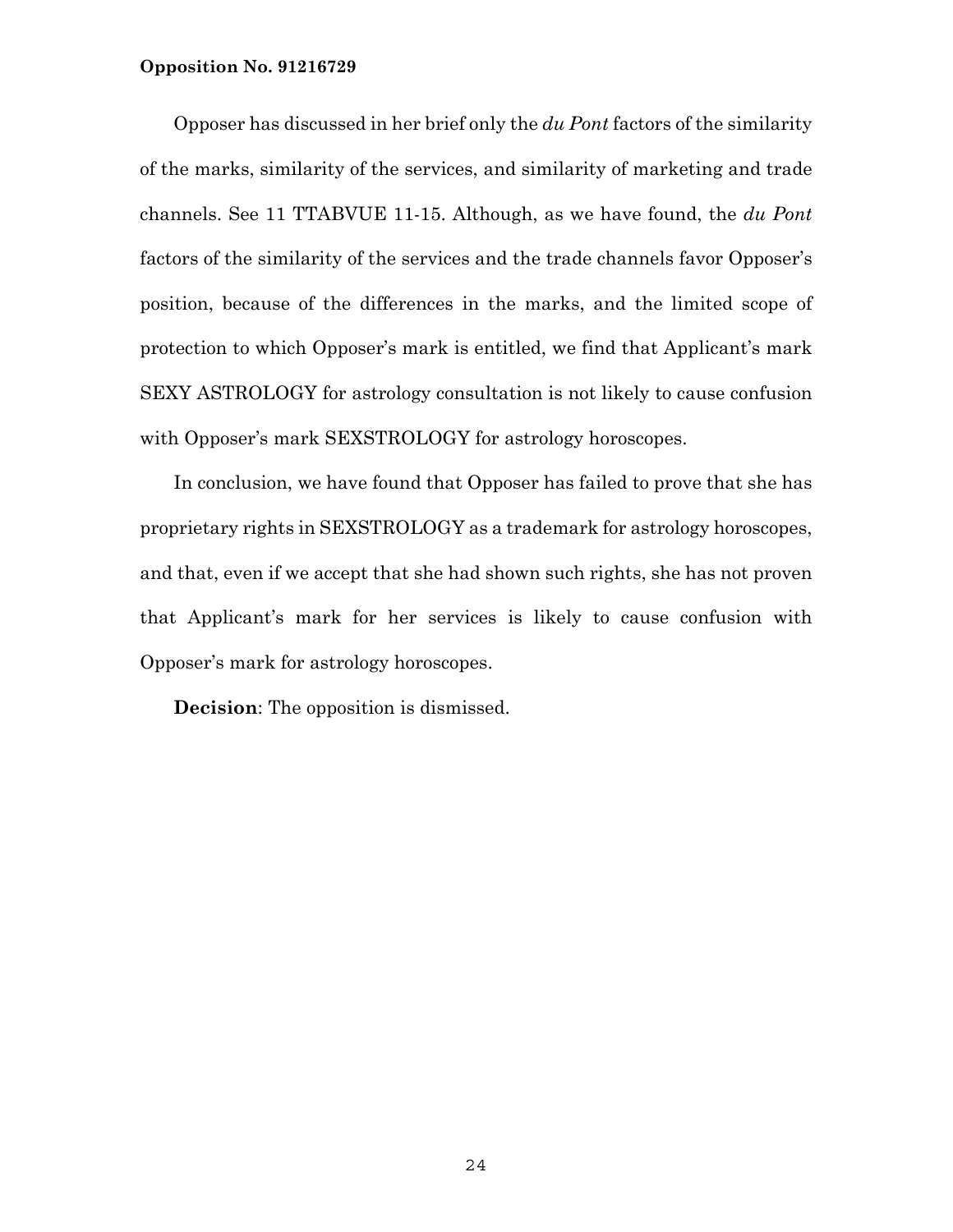Opposer has discussed in her brief only the *du Pont* factors of the similarity of the marks, similarity of the services, and similarity of marketing and trade channels. See 11 TTABVUE 11-15. Although, as we have found, the *du Pont* factors of the similarity of the services and the trade channels favor Opposer's position, because of the differences in the marks, and the limited scope of protection to which Opposer's mark is entitled, we find that Applicant's mark SEXY ASTROLOGY for astrology consultation is not likely to cause confusion with Opposer's mark SEXSTROLOGY for astrology horoscopes.

In conclusion, we have found that Opposer has failed to prove that she has proprietary rights in SEXSTROLOGY as a trademark for astrology horoscopes, and that, even if we accept that she had shown such rights, she has not proven that Applicant's mark for her services is likely to cause confusion with Opposer's mark for astrology horoscopes.

**Decision**: The opposition is dismissed.